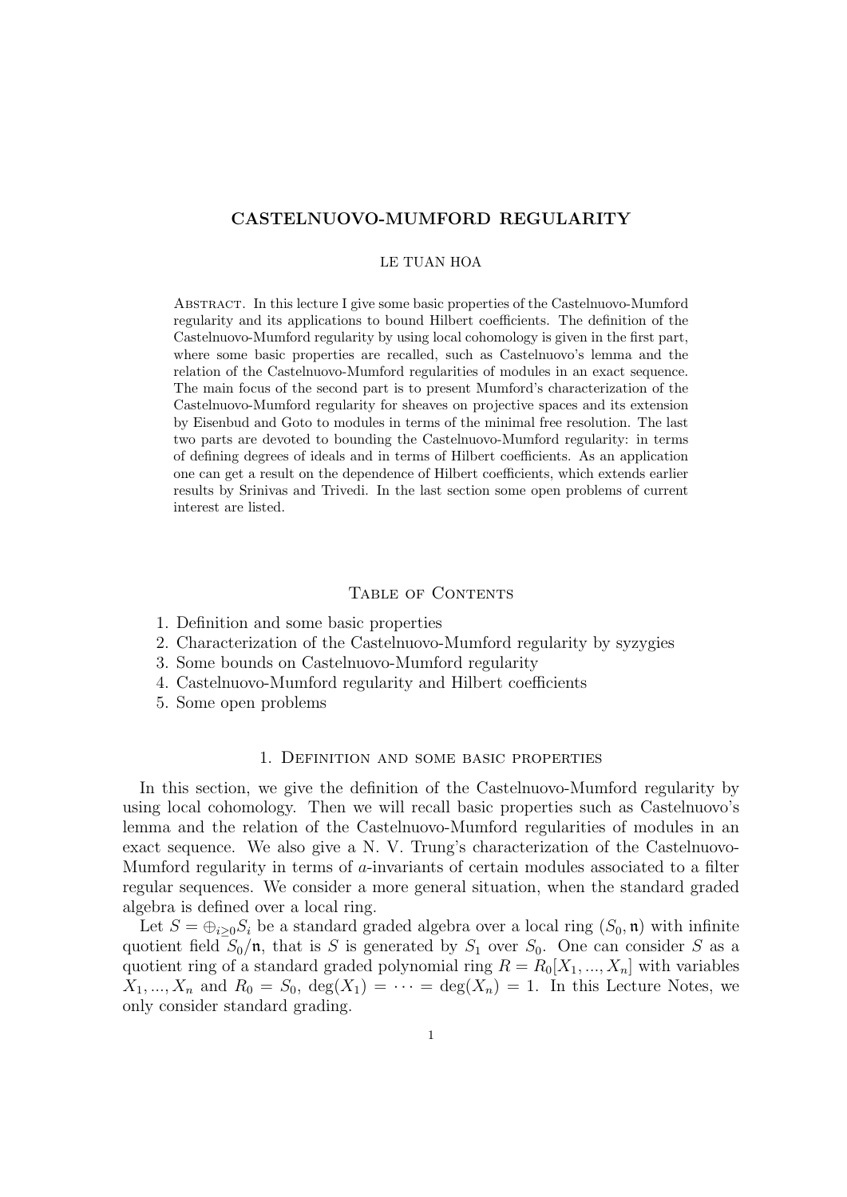# CASTELNUOVO-MUMFORD REGULARITY

LE TUAN HOA

Abstract. In this lecture I give some basic properties of the Castelnuovo-Mumford regularity and its applications to bound Hilbert coefficients. The definition of the Castelnuovo-Mumford regularity by using local cohomology is given in the first part, where some basic properties are recalled, such as Castelnuovo's lemma and the relation of the Castelnuovo-Mumford regularities of modules in an exact sequence. The main focus of the second part is to present Mumford's characterization of the Castelnuovo-Mumford regularity for sheaves on projective spaces and its extension by Eisenbud and Goto to modules in terms of the minimal free resolution. The last two parts are devoted to bounding the Castelnuovo-Mumford regularity: in terms of defining degrees of ideals and in terms of Hilbert coefficients. As an application one can get a result on the dependence of Hilbert coefficients, which extends earlier results by Srinivas and Trivedi. In the last section some open problems of current interest are listed.

## Table of Contents

1. Definition and some basic properties
2. Characterization of the Castelnuovo-Mumford regularity by syzygies
3. Some bounds on Castelnuovo-Mumford regularity
4. Castelnuovo-Mumford regularity and Hilbert coefficients
5. Some open problems

## 1. Definition and some basic properties

In this section, we give the definition of the Castelnuovo-Mumford regularity by using local cohomology. Then we will recall basic properties such as Castelnuovo's lemma and the relation of the Castelnuovo-Mumford regularities of modules in an exact sequence. We also give a N. V. Trung's characterization of the Castelnuovo-Mumford regularity in terms of $a$-invariants of certain modules associated to a filter regular sequences. We consider a more general situation, when the standard graded algebra is defined over a local ring.

Let $S = \oplus_{i \geq 0} S_i$ be a standard graded algebra over a local ring $(S_0, \mathfrak{n})$ with infinite quotient field $S_0/\mathfrak{n}$, that is $S$ is generated by $S_1$ over $S_0$. One can consider $S$ as a quotient ring of a standard graded polynomial ring $R = R_0[X_1, ..., X_n]$ with variables $X_1, ..., X_n$ and $R_0 = S_0$, $\deg(X_1) = \cdots = \deg(X_n) = 1$. In this Lecture Notes, we only consider standard grading.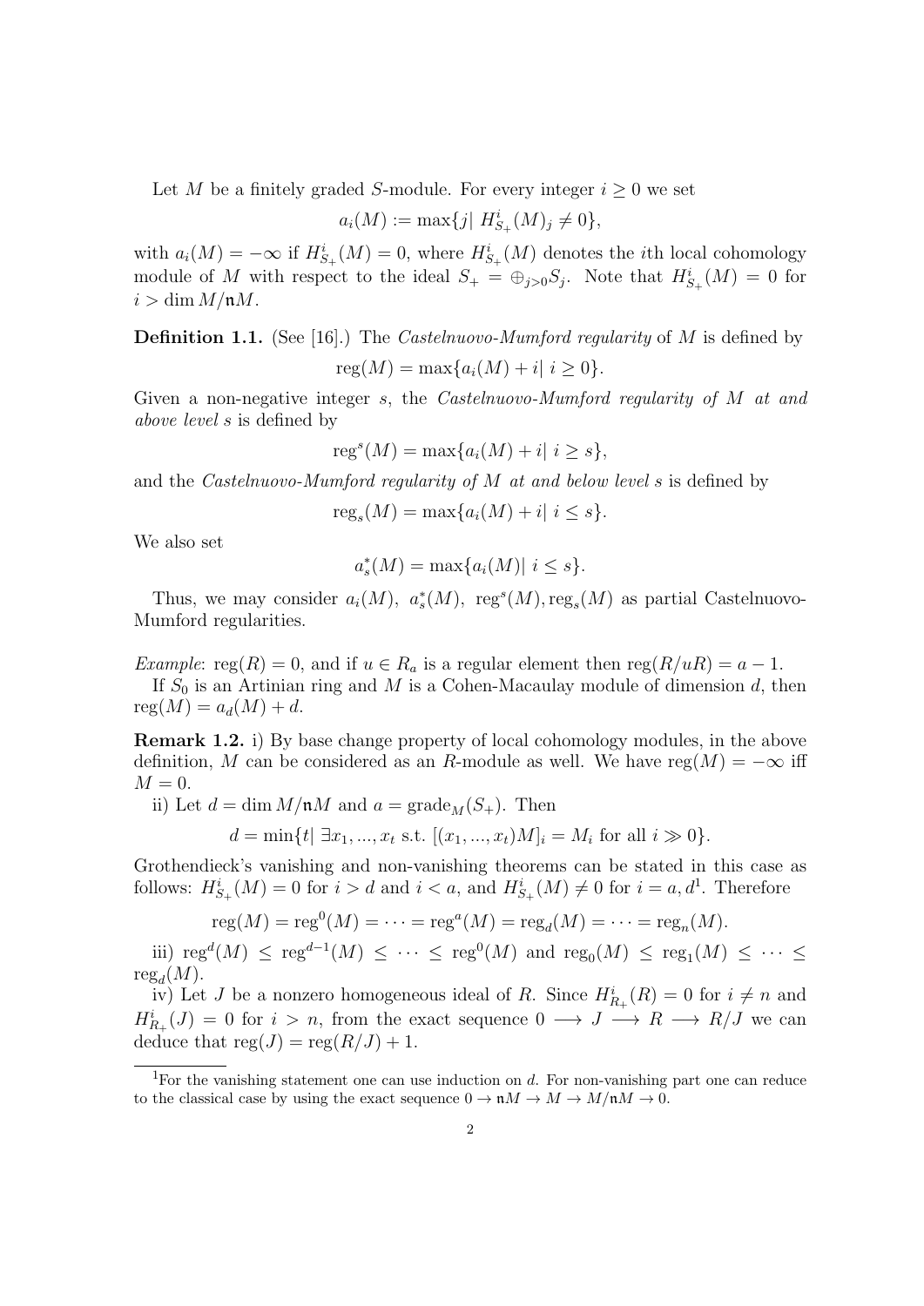Let $M$ be a finitely graded $S$-module. For every integer $i \geq 0$ we set

$$a_i(M) := \max\{j |\ H^i_{S_+}(M)_j \neq 0\},$$

with $a_i(M) = -\infty$ if $H^i_{S_+}(M) = 0$, where $H^i_{S_+}(M)$ denotes the $i$th local cohomology module of $M$ with respect to the ideal $S_+ = \oplus_{j>0} S_j$. Note that $H^i_{S_+}(M) = 0$ for $i > \dim M/\mathfrak{n}M$.

**Definition 1.1.** (See [16].) The *Castelnuovo-Mumford regularity* of $M$ is defined by

$$\operatorname{reg}(M) = \max\{a_i(M) + i |\ i \geq 0\}.$$

Given a non-negative integer $s$, the *Castelnuovo-Mumford regularity of $M$ at and above level $s$* is defined by

$$\operatorname{reg}^s(M) = \max\{a_i(M) + i |\ i \geq s\},$$

and the *Castelnuovo-Mumford regularity of $M$ at and below level $s$* is defined by

$$\operatorname{reg}_s(M) = \max\{a_i(M) + i |\ i \leq s\}.$$

We also set

$$a^*_s(M) = \max\{a_i(M) |\ i \leq s\}.$$

Thus, we may consider $a_i(M)$, $a^*_s(M)$, $\operatorname{reg}^s(M), \operatorname{reg}_s(M)$ as partial Castelnuovo-Mumford regularities.

*Example*: $\operatorname{reg}(R) = 0$, and if $u \in R_a$ is a regular element then $\operatorname{reg}(R/uR) = a - 1$.

If $S_0$ is an Artinian ring and $M$ is a Cohen-Macaulay module of dimension $d$, then $\operatorname{reg}(M) = a_d(M) + d$.

**Remark 1.2.** i) By base change property of local cohomology modules, in the above definition, $M$ can be considered as an $R$-module as well. We have $\operatorname{reg}(M) = -\infty$ iff $M = 0$.

ii) Let $d = \dim M/\mathfrak{n}M$ and $a = \operatorname{grade}_M(S_+)$. Then

$$d = \min\{t |\ \exists x_1, ..., x_t \text{ s.t. } [(x_1, ..., x_t)M]_i = M_i \text{ for all } i \gg 0\}.$$

Grothendieck's vanishing and non-vanishing theorems can be stated in this case as follows: $H^i_{S_+}(M) = 0$ for $i > d$ and $i < a$, and $H^i_{S_+}(M) \neq 0$ for $i = a, d$[1]. Therefore

$$\operatorname{reg}(M) = \operatorname{reg}^0(M) = \cdots = \operatorname{reg}^a(M) = \operatorname{reg}_d(M) = \cdots = \operatorname{reg}_n(M).$$

iii) $\operatorname{reg}^d(M) \leq \operatorname{reg}^{d-1}(M) \leq \cdots \leq \operatorname{reg}^0(M)$ and $\operatorname{reg}_0(M) \leq \operatorname{reg}_1(M) \leq \cdots \leq \operatorname{reg}_d(M)$.

iv) Let $J$ be a nonzero homogeneous ideal of $R$. Since $H^i_{R_+}(R) = 0$ for $i \neq n$ and $H^i_{R_+}(J) = 0$ for $i > n$, from the exact sequence $0 \longrightarrow J \longrightarrow R \longrightarrow R/J$ we can deduce that $\operatorname{reg}(J) = \operatorname{reg}(R/J) + 1$.

[1] For the vanishing statement one can use induction on $d$. For non-vanishing part one can reduce to the classical case by using the exact sequence $0 \to \mathfrak{n}M \to M \to M/\mathfrak{n}M \to 0$.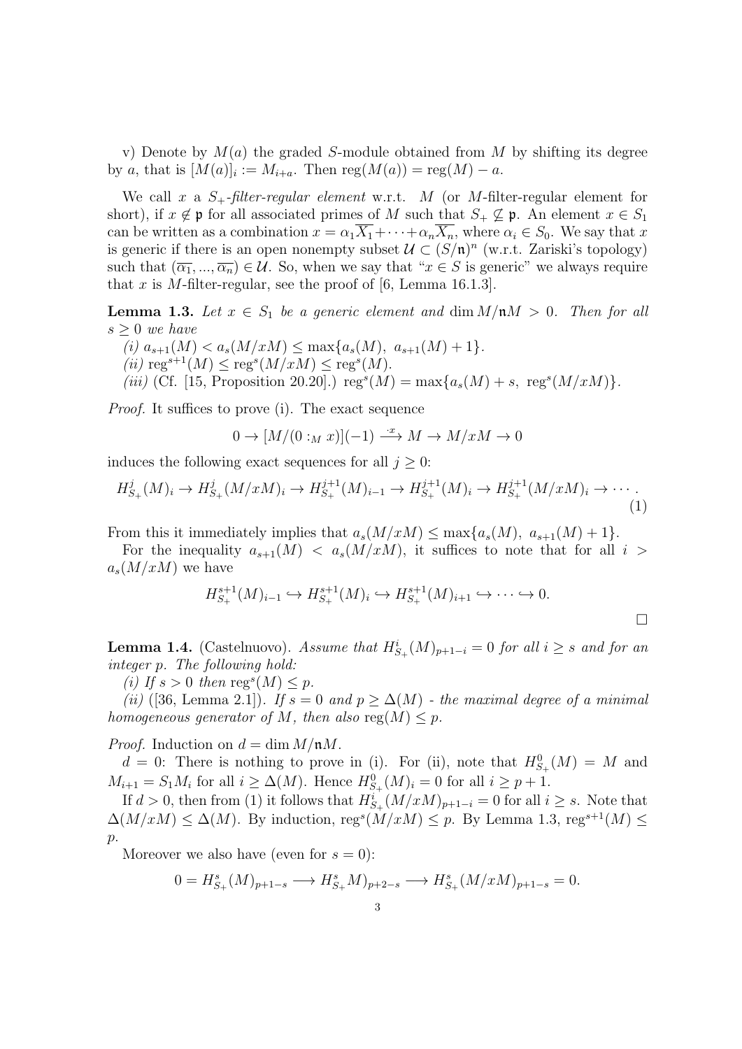v) Denote by $M(a)$ the graded $S$-module obtained from $M$ by shifting its degree by $a$, that is $[M(a)]_i := M_{i+a}$. Then $\mathrm{reg}(M(a)) = \mathrm{reg}(M) - a$.

We call $x$ a *$S_+$-filter-regular element* w.r.t. $M$ (or $M$-filter-regular element for short), if $x \notin \mathfrak{p}$ for all associated primes of $M$ such that $S_+ \not\subseteq \mathfrak{p}$. An element $x \in S_1$ can be written as a combination $x = \alpha_1\overline{X_1} + \cdots + \alpha_n\overline{X_n}$, where $\alpha_i \in S_0$. We say that $x$ is generic if there is an open nonempty subset $\mathcal{U} \subset (S/\mathfrak{n})^n$ (w.r.t. Zariski's topology) such that $(\overline{\alpha_1}, ..., \overline{\alpha_n}) \in \mathcal{U}$. So, when we say that "$x \in S$ is generic" we always require that $x$ is $M$-filter-regular, see the proof of [6, Lemma 16.1.3].

**Lemma 1.3.** *Let $x \in S_1$ be a generic element and $\dim M/\mathfrak{n}M > 0$. Then for all $s \geq 0$ we have*

*(i) $a_{s+1}(M) < a_s(M/xM) \leq \max\{a_s(M),\ a_{s+1}(M) + 1\}$.*

*(ii) $\mathrm{reg}^{s+1}(M) \leq \mathrm{reg}^s(M/xM) \leq \mathrm{reg}^s(M)$.*

*(iii)* (Cf. [15, Proposition 20.20].) $\mathrm{reg}^s(M) = \max\{a_s(M) + s,\ \mathrm{reg}^s(M/xM)\}$.

*Proof.* It suffices to prove (i). The exact sequence

$$0 \to [M/(0 :_M x)](-1) \xrightarrow{\cdot x} M \to M/xM \to 0$$

induces the following exact sequences for all $j \geq 0$:

$$H^j_{S_+}(M)_i \to H^j_{S_+}(M/xM)_i \to H^{j+1}_{S_+}(M)_{i-1} \to H^{j+1}_{S_+}(M)_i \to H^{j+1}_{S_+}(M/xM)_i \to \cdots . \tag{1}$$

From this it immediately implies that $a_s(M/xM) \leq \max\{a_s(M),\ a_{s+1}(M) + 1\}$.

For the inequality $a_{s+1}(M) < a_s(M/xM)$, it suffices to note that for all $i > a_s(M/xM)$ we have

$$H^{s+1}_{S_+}(M)_{i-1} \hookrightarrow H^{s+1}_{S_+}(M)_i \hookrightarrow H^{s+1}_{S_+}(M)_{i+1} \hookrightarrow \cdots \hookrightarrow 0.$$

$\square$

**Lemma 1.4.** (Castelnuovo). *Assume that $H^i_{S_+}(M)_{p+1-i} = 0$ for all $i \geq s$ and for an integer $p$. The following hold:*

*(i) If $s > 0$ then $\mathrm{reg}^s(M) \leq p$.*

*(ii)* ([36, Lemma 2.1]). *If $s = 0$ and $p \geq \Delta(M)$ - the maximal degree of a minimal homogeneous generator of $M$, then also $\mathrm{reg}(M) \leq p$.*

*Proof.* Induction on $d = \dim M/\mathfrak{n}M$.

$d = 0$: There is nothing to prove in (i). For (ii), note that $H^0_{S_+}(M) = M$ and $M_{i+1} = S_1 M_i$ for all $i \geq \Delta(M)$. Hence $H^0_{S_+}(M)_i = 0$ for all $i \geq p + 1$.

If $d > 0$, then from (1) it follows that $H^i_{S_+}(M/xM)_{p+1-i} = 0$ for all $i \geq s$. Note that $\Delta(M/xM) \leq \Delta(M)$. By induction, $\mathrm{reg}^s(M/xM) \leq p$. By Lemma 1.3, $\mathrm{reg}^{s+1}(M) \leq p$.

Moreover we also have (even for $s = 0$):

$$0 = H^s_{S_+}(M)_{p+1-s} \longrightarrow H^s_{S_+}M)_{p+2-s} \longrightarrow H^s_{S_+}(M/xM)_{p+1-s} = 0.$$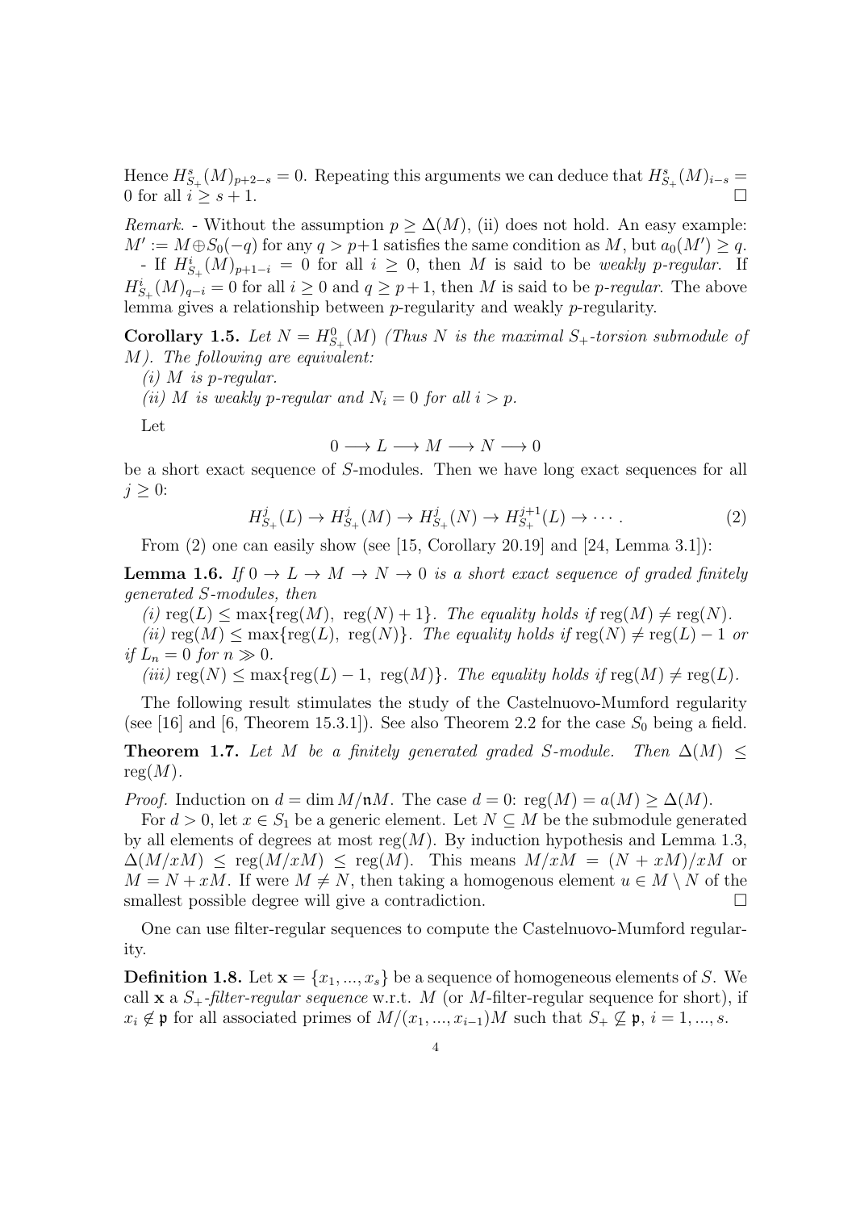Hence $H^s_{S_+}(M)_{p+2-s} = 0$. Repeating this arguments we can deduce that $H^s_{S_+}(M)_{i-s} = 0$ for all $i \geq s+1$. $\square$

*Remark.* - Without the assumption $p \geq \Delta(M)$, (ii) does not hold. An easy example: $M' := M \oplus S_0(-q)$ for any $q > p+1$ satisfies the same condition as $M$, but $a_0(M') \geq q$.
- If $H^i_{S_+}(M)_{p+1-i} = 0$ for all $i \geq 0$, then $M$ is said to be *weakly p-regular*. If $H^i_{S_+}(M)_{q-i} = 0$ for all $i \geq 0$ and $q \geq p+1$, then $M$ is said to be *p-regular*. The above lemma gives a relationship between $p$-regularity and weakly $p$-regularity.

**Corollary 1.5.** *Let $N = H^0_{S_+}(M)$ (Thus $N$ is the maximal $S_+$-torsion submodule of $M$). The following are equivalent:*
*(i) $M$ is $p$-regular.*
*(ii) $M$ is weakly $p$-regular and $N_i = 0$ for all $i > p$.*

Let

$$0 \longrightarrow L \longrightarrow M \longrightarrow N \longrightarrow 0$$

be a short exact sequence of $S$-modules. Then we have long exact sequences for all $j \geq 0$:

$$H^j_{S_+}(L) \to H^j_{S_+}(M) \to H^j_{S_+}(N) \to H^{j+1}_{S_+}(L) \to \cdots . \tag{2}$$

From (2) one can easily show (see [15, Corollary 20.19] and [24, Lemma 3.1]):

**Lemma 1.6.** *If $0 \to L \to M \to N \to 0$ is a short exact sequence of graded finitely generated $S$-modules, then*
*(i) $\operatorname{reg}(L) \leq \max\{\operatorname{reg}(M),\ \operatorname{reg}(N)+1\}$. The equality holds if $\operatorname{reg}(M) \neq \operatorname{reg}(N)$.*
*(ii) $\operatorname{reg}(M) \leq \max\{\operatorname{reg}(L),\ \operatorname{reg}(N)\}$. The equality holds if $\operatorname{reg}(N) \neq \operatorname{reg}(L) - 1$ or if $L_n = 0$ for $n \gg 0$.*
*(iii) $\operatorname{reg}(N) \leq \max\{\operatorname{reg}(L) - 1,\ \operatorname{reg}(M)\}$. The equality holds if $\operatorname{reg}(M) \neq \operatorname{reg}(L)$.*

The following result stimulates the study of the Castelnuovo-Mumford regularity (see [16] and [6, Theorem 15.3.1]). See also Theorem 2.2 for the case $S_0$ being a field.

**Theorem 1.7.** *Let $M$ be a finitely generated graded $S$-module. Then $\Delta(M) \leq \operatorname{reg}(M)$.*

*Proof.* Induction on $d = \dim M/\mathfrak{n}M$. The case $d = 0$: $\operatorname{reg}(M) = a(M) \geq \Delta(M)$.

For $d > 0$, let $x \in S_1$ be a generic element. Let $N \subseteq M$ be the submodule generated by all elements of degrees at most $\operatorname{reg}(M)$. By induction hypothesis and Lemma 1.3, $\Delta(M/xM) \leq \operatorname{reg}(M/xM) \leq \operatorname{reg}(M)$. This means $M/xM = (N + xM)/xM$ or $M = N + xM$. If were $M \neq N$, then taking a homogenous element $u \in M \setminus N$ of the smallest possible degree will give a contradiction. $\square$

One can use filter-regular sequences to compute the Castelnuovo-Mumford regularity.

**Definition 1.8.** Let $\mathbf{x} = \{x_1, ..., x_s\}$ be a sequence of homogeneous elements of $S$. We call $\mathbf{x}$ a *$S_+$-filter-regular sequence* w.r.t. $M$ (or $M$-filter-regular sequence for short), if $x_i \notin \mathfrak{p}$ for all associated primes of $M/(x_1, ..., x_{i-1})M$ such that $S_+ \not\subseteq \mathfrak{p}$, $i = 1, ..., s$.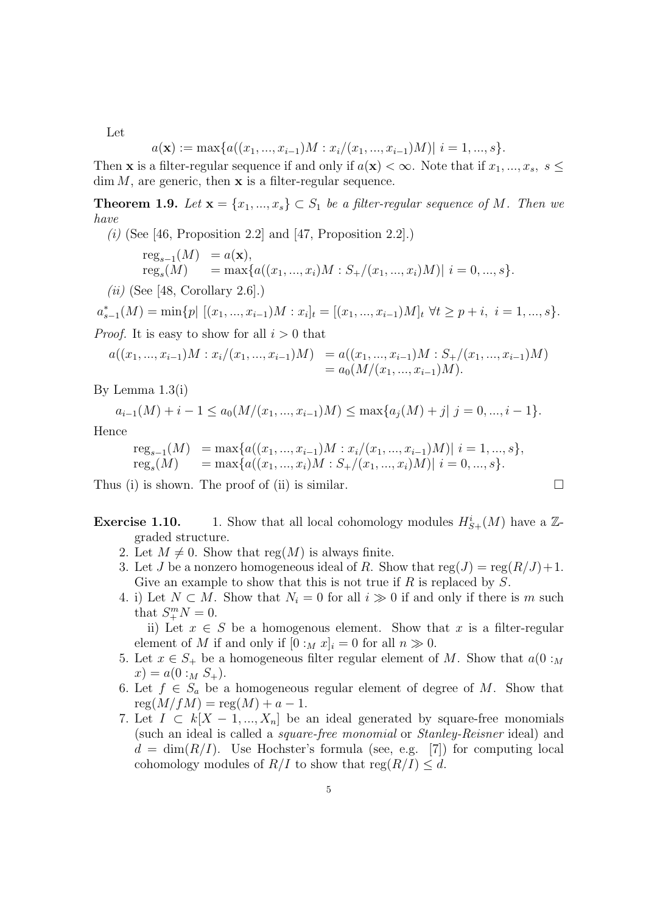Let

$$a(\mathbf{x}) := \max\{a((x_1,...,x_{i-1})M : x_i/(x_1,...,x_{i-1})M)|\ i = 1,...,s\}.$$

Then $\mathbf{x}$ is a filter-regular sequence if and only if $a(\mathbf{x}) < \infty$. Note that if $x_1,...,x_s,\ s \le \dim M$, are generic, then $\mathbf{x}$ is a filter-regular sequence.

**Theorem 1.9.** *Let $\mathbf{x} = \{x_1,...,x_s\} \subset S_1$ be a filter-regular sequence of $M$. Then we have*

*(i)* (See [46, Proposition 2.2] and [47, Proposition 2.2].)

$$\begin{aligned} \operatorname{reg}_{s-1}(M) &= a(\mathbf{x}),\\ \operatorname{reg}_s(M) &= \max\{a((x_1,...,x_i)M : S_+/(x_1,...,x_i)M)|\ i = 0,...,s\}. \end{aligned}$$

*(ii)* (See [48, Corollary 2.6].)

$$a^*_{s-1}(M) = \min\{p|\ [(x_1,...,x_{i-1})M : x_i]_t = [(x_1,...,x_{i-1})M]_t\ \forall t \ge p+i,\ i = 1,...,s\}.$$

*Proof.* It is easy to show for all $i > 0$ that

$$\begin{aligned} a((x_1,...,x_{i-1})M : x_i/(x_1,...,x_{i-1})M) &= a((x_1,...,x_{i-1})M : S_+/(x_1,...,x_{i-1})M)\\ &= a_0(M/(x_1,...,x_{i-1})M). \end{aligned}$$

By Lemma 1.3(i)

$$a_{i-1}(M) + i - 1 \le a_0(M/(x_1,...,x_{i-1})M) \le \max\{a_j(M) + j|\ j = 0,...,i-1\}.$$

Hence

$$\begin{aligned} \operatorname{reg}_{s-1}(M) &= \max\{a((x_1,...,x_{i-1})M : x_i/(x_1,...,x_{i-1})M)|\ i = 1,...,s\},\\ \operatorname{reg}_s(M) &= \max\{a((x_1,...,x_i)M : S_+/(x_1,...,x_i)M)|\ i = 0,...,s\}. \end{aligned}$$

Thus (i) is shown. The proof of (ii) is similar. $\square$

**Exercise 1.10.**

1. Show that all local cohomology modules $H^i_{S+}(M)$ have a $\mathbb{Z}$-graded structure.
2. Let $M \neq 0$. Show that $\operatorname{reg}(M)$ is always finite.
3. Let $J$ be a nonzero homogeneous ideal of $R$. Show that $\operatorname{reg}(J) = \operatorname{reg}(R/J)+1$. Give an example to show that this is not true if $R$ is replaced by $S$.
4. i) Let $N \subset M$. Show that $N_i = 0$ for all $i \gg 0$ if and only if there is $m$ such that $S^m_+ N = 0$.

   ii) Let $x \in S$ be a homogenous element. Show that $x$ is a filter-regular element of $M$ if and only if $[0 :_M x]_i = 0$ for all $n \gg 0$.
5. Let $x \in S_+$ be a homogeneous filter regular element of $M$. Show that $a(0 :_M x) = a(0 :_M S_+)$.
6. Let $f \in S_a$ be a homogeneous regular element of degree of $M$. Show that $\operatorname{reg}(M/fM) = \operatorname{reg}(M) + a - 1$.
7. Let $I \subset k[X-1,...,X_n]$ be an ideal generated by square-free monomials (such an ideal is called a *square-free monomial* or *Stanley-Reisner* ideal) and $d = \dim(R/I)$. Use Hochster's formula (see, e.g. [7]) for computing local cohomology modules of $R/I$ to show that $\operatorname{reg}(R/I) \le d$.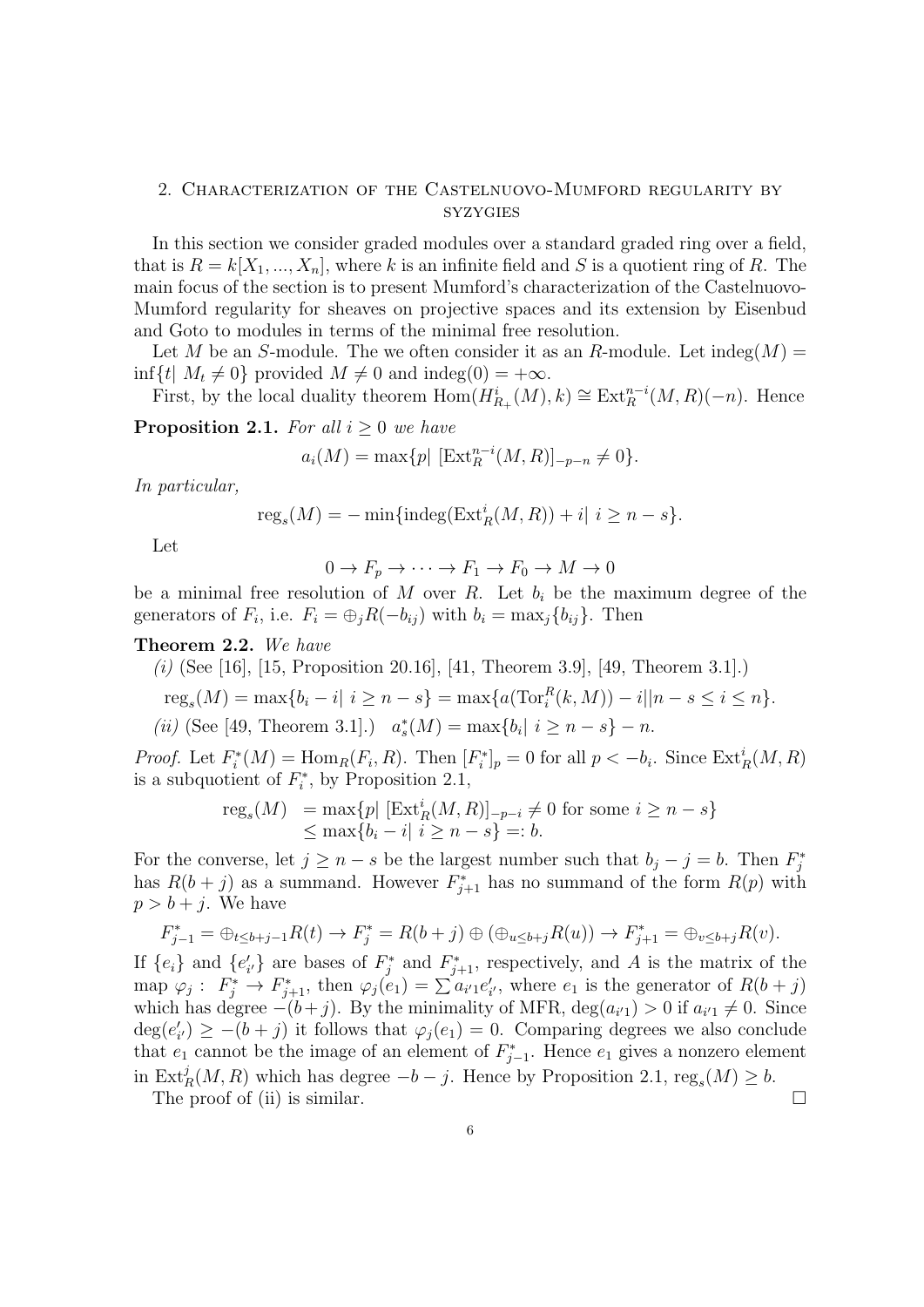## 2. Characterization of the Castelnuovo-Mumford regularity by syzygies

In this section we consider graded modules over a standard graded ring over a field, that is $R = k[X_1, ..., X_n]$, where $k$ is an infinite field and $S$ is a quotient ring of $R$. The main focus of the section is to present Mumford's characterization of the Castelnuovo-Mumford regularity for sheaves on projective spaces and its extension by Eisenbud and Goto to modules in terms of the minimal free resolution.

Let $M$ be an $S$-module. The we often consider it as an $R$-module. Let $\operatorname{indeg}(M) = \inf\{t |\ M_t \neq 0\}$ provided $M \neq 0$ and $\operatorname{indeg}(0) = +\infty$.

First, by the local duality theorem $\operatorname{Hom}(H^i_{R_+}(M), k) \cong \operatorname{Ext}^{n-i}_R(M, R)(-n)$. Hence

**Proposition 2.1.** *For all $i \geq 0$ we have*

$$a_i(M) = \max\{p |\ [\operatorname{Ext}^{n-i}_R(M, R)]_{-p-n} \neq 0\}.$$

*In particular,*

$$\operatorname{reg}_s(M) = -\min\{\operatorname{indeg}(\operatorname{Ext}^i_R(M, R)) + i |\ i \geq n - s\}.$$

Let

$$0 \to F_p \to \cdots \to F_1 \to F_0 \to M \to 0$$

be a minimal free resolution of $M$ over $R$. Let $b_i$ be the maximum degree of the generators of $F_i$, i.e. $F_i = \oplus_j R(-b_{ij})$ with $b_i = \max_j\{b_{ij}\}$. Then

**Theorem 2.2.** *We have*

*(i)* (See [16], [15, Proposition 20.16], [41, Theorem 3.9], [49, Theorem 3.1].)

$$\operatorname{reg}_s(M) = \max\{b_i - i |\ i \geq n - s\} = \max\{a(\operatorname{Tor}^R_i(k, M)) - i || n - s \leq i \leq n\}.$$

*(ii)* (See [49, Theorem 3.1].) $a^*_s(M) = \max\{b_i |\ i \geq n - s\} - n$.

*Proof.* Let $F^*_i(M) = \operatorname{Hom}_R(F_i, R)$. Then $[F^*_i]_p = 0$ for all $p < -b_i$. Since $\operatorname{Ext}^i_R(M, R)$ is a subquotient of $F^*_i$, by Proposition 2.1,

$$\begin{aligned} \operatorname{reg}_s(M) &= \max\{p |\ [\operatorname{Ext}^i_R(M, R)]_{-p-i} \neq 0 \text{ for some } i \geq n - s\} \\ &\leq \max\{b_i - i |\ i \geq n - s\} =: b. \end{aligned}$$

For the converse, let $j \geq n - s$ be the largest number such that $b_j - j = b$. Then $F^*_j$ has $R(b + j)$ as a summand. However $F^*_{j+1}$ has no summand of the form $R(p)$ with $p > b + j$. We have

$$F^*_{j-1} = \oplus_{t \leq b+j-1} R(t) \to F^*_j = R(b + j) \oplus (\oplus_{u \leq b+j} R(u)) \to F^*_{j+1} = \oplus_{v \leq b+j} R(v).$$

If $\{e_i\}$ and $\{e'_{i'}\}$ are bases of $F^*_j$ and $F^*_{j+1}$, respectively, and $A$ is the matrix of the map $\varphi_j :\ F^*_j \to F^*_{j+1}$, then $\varphi_j(e_1) = \sum a_{i'1} e'_{i'}$, where $e_1$ is the generator of $R(b + j)$ which has degree $-(b + j)$. By the minimality of MFR, $\deg(a_{i'1}) > 0$ if $a_{i'1} \neq 0$. Since $\deg(e'_{i'}) \geq -(b + j)$ it follows that $\varphi_j(e_1) = 0$. Comparing degrees we also conclude that $e_1$ cannot be the image of an element of $F^*_{j-1}$. Hence $e_1$ gives a nonzero element in $\operatorname{Ext}^j_R(M, R)$ which has degree $-b - j$. Hence by Proposition 2.1, $\operatorname{reg}_s(M) \geq b$.

The proof of (ii) is similar. $\square$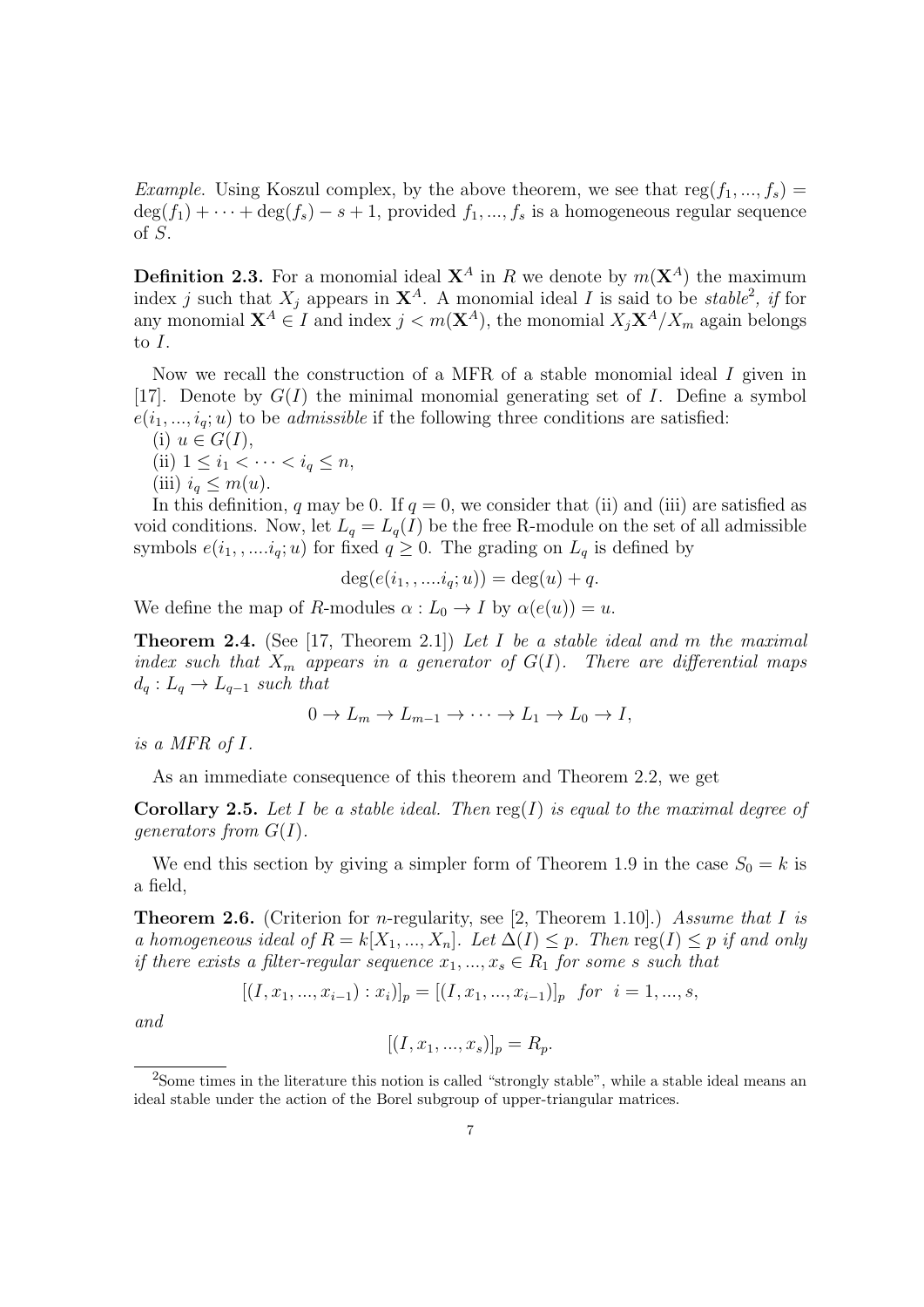*Example.* Using Koszul complex, by the above theorem, we see that $\mathrm{reg}(f_1, ..., f_s) = \deg(f_1) + \cdots + \deg(f_s) - s + 1$, provided $f_1, ..., f_s$ is a homogeneous regular sequence of $S$.

**Definition 2.3.** For a monomial ideal $\mathbf{X}^A$ in $R$ we denote by $m(\mathbf{X}^A)$ the maximum index $j$ such that $X_j$ appears in $\mathbf{X}^A$. A monomial ideal $I$ is said to be *stable*[2], *if* for any monomial $\mathbf{X}^A \in I$ and index $j < m(\mathbf{X}^A)$, the monomial $X_j\mathbf{X}^A/X_m$ again belongs to $I$.

Now we recall the construction of a MFR of a stable monomial ideal $I$ given in [17]. Denote by $G(I)$ the minimal monomial generating set of $I$. Define a symbol $e(i_1, ..., i_q; u)$ to be *admissible* if the following three conditions are satisfied:
(i) $u \in G(I)$,
(ii) $1 \leq i_1 < \cdots < i_q \leq n$,
(iii) $i_q \leq m(u)$.
In this definition, $q$ may be 0. If $q = 0$, we consider that (ii) and (iii) are satisfied as void conditions. Now, let $L_q = L_q(I)$ be the free R-module on the set of all admissible symbols $e(i_1, , ....i_q; u)$ for fixed $q \geq 0$. The grading on $L_q$ is defined by

$$\deg(e(i_1, , ....i_q; u)) = \deg(u) + q.$$

We define the map of $R$-modules $\alpha : L_0 \to I$ by $\alpha(e(u)) = u$.

**Theorem 2.4.** (See [17, Theorem 2.1]) *Let $I$ be a stable ideal and $m$ the maximal index such that $X_m$ appears in a generator of $G(I)$. There are differential maps $d_q : L_q \to L_{q-1}$ such that*

$$0 \to L_m \to L_{m-1} \to \cdots \to L_1 \to L_0 \to I,$$

*is a MFR of $I$.*

As an immediate consequence of this theorem and Theorem 2.2, we get

**Corollary 2.5.** *Let $I$ be a stable ideal. Then $\mathrm{reg}(I)$ is equal to the maximal degree of generators from $G(I)$.*

We end this section by giving a simpler form of Theorem 1.9 in the case $S_0 = k$ is a field,

**Theorem 2.6.** (Criterion for $n$-regularity, see [2, Theorem 1.10].) *Assume that $I$ is a homogeneous ideal of $R = k[X_1, ..., X_n]$. Let $\Delta(I) \leq p$. Then $\mathrm{reg}(I) \leq p$ if and only if there exists a filter-regular sequence $x_1, ..., x_s \in R_1$ for some $s$ such that*

$$[(I, x_1, ..., x_{i-1}) : x_i)]_p = [(I, x_1, ..., x_{i-1})]_p \quad \textit{for} \quad i = 1, ..., s,$$

*and*

$$[(I, x_1, ..., x_s)]_p = R_p.$$

[2] Some times in the literature this notion is called "strongly stable", while a stable ideal means an ideal stable under the action of the Borel subgroup of upper-triangular matrices.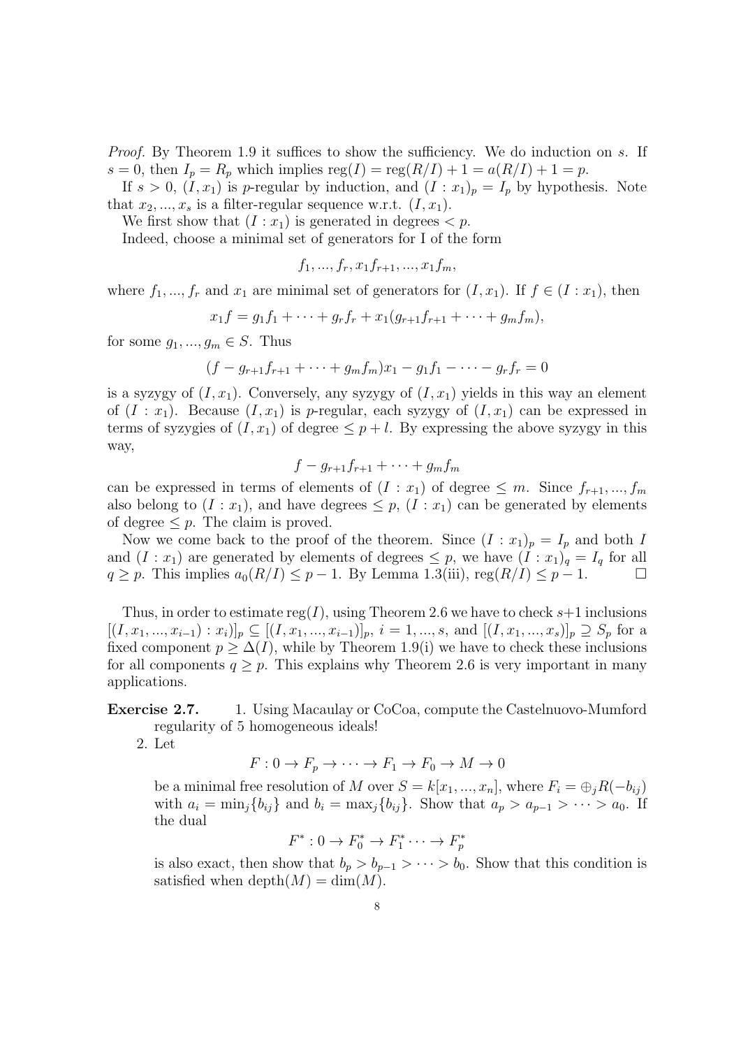*Proof.* By Theorem 1.9 it suffices to show the sufficiency. We do induction on $s$. If $s = 0$, then $I_p = R_p$ which implies $\text{reg}(I) = \text{reg}(R/I) + 1 = a(R/I) + 1 = p$.

If $s > 0$, $(I, x_1)$ is $p$-regular by induction, and $(I : x_1)_p = I_p$ by hypothesis. Note that $x_2, ..., x_s$ is a filter-regular sequence w.r.t. $(I, x_1)$.

We first show that $(I : x_1)$ is generated in degrees $< p$.

Indeed, choose a minimal set of generators for I of the form

$$f_1, ..., f_r, x_1 f_{r+1}, ..., x_1 f_m,$$

where $f_1, ..., f_r$ and $x_1$ are minimal set of generators for $(I, x_1)$. If $f \in (I : x_1)$, then

$$x_1 f = g_1 f_1 + \cdots + g_r f_r + x_1(g_{r+1} f_{r+1} + \cdots + g_m f_m),$$

for some $g_1, ..., g_m \in S$. Thus

$$(f - g_{r+1} f_{r+1} + \cdots + g_m f_m) x_1 - g_1 f_1 - \cdots - g_r f_r = 0$$

is a syzygy of $(I, x_1)$. Conversely, any syzygy of $(I, x_1)$ yields in this way an element of $(I : x_1)$. Because $(I, x_1)$ is $p$-regular, each syzygy of $(I, x_1)$ can be expressed in terms of syzygies of $(I, x_1)$ of degree $\leq p + l$. By expressing the above syzygy in this way,

$$f - g_{r+1} f_{r+1} + \cdots + g_m f_m$$

can be expressed in terms of elements of $(I : x_1)$ of degree $\leq m$. Since $f_{r+1}, ..., f_m$ also belong to $(I : x_1)$, and have degrees $\leq p$, $(I : x_1)$ can be generated by elements of degree $\leq p$. The claim is proved.

Now we come back to the proof of the theorem. Since $(I : x_1)_p = I_p$ and both $I$ and $(I : x_1)$ are generated by elements of degrees $\leq p$, we have $(I : x_1)_q = I_q$ for all $q \geq p$. This implies $a_0(R/I) \leq p - 1$. By Lemma 1.3(iii), $\text{reg}(R/I) \leq p - 1$. □

Thus, in order to estimate $\text{reg}(I)$, using Theorem 2.6 we have to check $s+1$ inclusions $[(I, x_1, ..., x_{i-1}) : x_i)]_p \subseteq [(I, x_1, ..., x_{i-1})]_p$, $i = 1, ..., s$, and $[(I, x_1, ..., x_s)]_p \supseteq S_p$ for a fixed component $p \geq \Delta(I)$, while by Theorem 1.9(i) we have to check these inclusions for all components $q \geq p$. This explains why Theorem 2.6 is very important in many applications.

**Exercise 2.7.**

1. Using Macaulay or CoCoa, compute the Castelnuovo-Mumford regularity of 5 homogeneous ideals!
2. Let

$$F : 0 \to F_p \to \cdots \to F_1 \to F_0 \to M \to 0$$

be a minimal free resolution of $M$ over $S = k[x_1, ..., x_n]$, where $F_i = \oplus_j R(-b_{ij})$ with $a_i = \min_j\{b_{ij}\}$ and $b_i = \max_j\{b_{ij}\}$. Show that $a_p > a_{p-1} > \cdots > a_0$. If the dual

$$F^* : 0 \to F_0^* \to F_1^* \cdots \to F_p^*$$

is also exact, then show that $b_p > b_{p-1} > \cdots > b_0$. Show that this condition is satisfied when $\text{depth}(M) = \dim(M)$.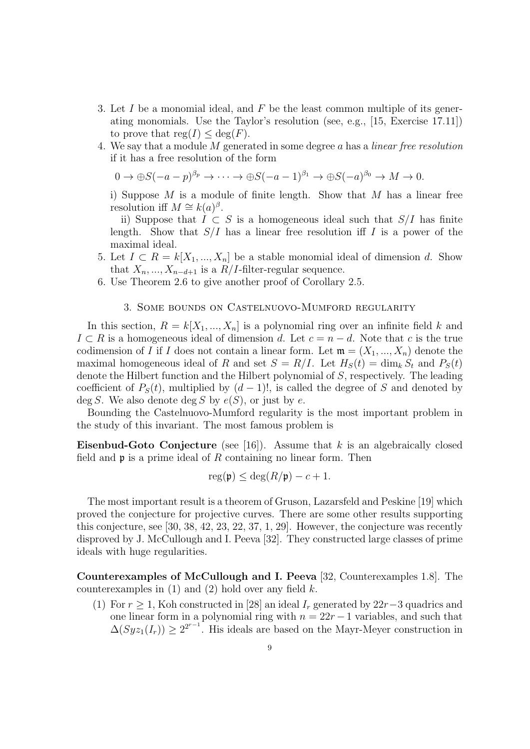3. Let $I$ be a monomial ideal, and $F$ be the least common multiple of its generating monomials. Use the Taylor's resolution (see, e.g., [15, Exercise 17.11]) to prove that $\mathrm{reg}(I) \le \deg(F)$.
4. We say that a module $M$ generated in some degree $a$ has a *linear free resolution* if it has a free resolution of the form

   $$0 \to \oplus S(-a-p)^{\beta_p} \to \cdots \to \oplus S(-a-1)^{\beta_1} \to \oplus S(-a)^{\beta_0} \to M \to 0.$$

   i) Suppose $M$ is a module of finite length. Show that $M$ has a linear free resolution iff $M \cong k(a)^{\beta}$.

   ii) Suppose that $I \subset S$ is a homogeneous ideal such that $S/I$ has finite length. Show that $S/I$ has a linear free resolution iff $I$ is a power of the maximal ideal.
5. Let $I \subset R = k[X_1, ..., X_n]$ be a stable monomial ideal of dimension $d$. Show that $X_n, ..., X_{n-d+1}$ is a $R/I$-filter-regular sequence.
6. Use Theorem 2.6 to give another proof of Corollary 2.5.

## 3. Some bounds on Castelnuovo-Mumford regularity

In this section, $R = k[X_1, ..., X_n]$ is a polynomial ring over an infinite field $k$ and $I \subset R$ is a homogeneous ideal of dimension $d$. Let $c = n - d$. Note that $c$ is the true codimension of $I$ if $I$ does not contain a linear form. Let $\mathfrak{m} = (X_1, ..., X_n)$ denote the maximal homogeneous ideal of $R$ and set $S = R/I$. Let $H_S(t) = \dim_k S_t$ and $P_S(t)$ denote the Hilbert function and the Hilbert polynomial of $S$, respectively. The leading coefficient of $P_S(t)$, multiplied by $(d-1)!$, is called the degree of $S$ and denoted by $\deg S$. We also denote $\deg S$ by $e(S)$, or just by $e$.

Bounding the Castelnuovo-Mumford regularity is the most important problem in the study of this invariant. The most famous problem is

**Eisenbud-Goto Conjecture** (see [16]). Assume that $k$ is an algebraically closed field and $\mathfrak{p}$ is a prime ideal of $R$ containing no linear form. Then

$$\mathrm{reg}(\mathfrak{p}) \le \deg(R/\mathfrak{p}) - c + 1.$$

The most important result is a theorem of Gruson, Lazarsfeld and Peskine [19] which proved the conjecture for projective curves. There are some other results supporting this conjecture, see [30, 38, 42, 23, 22, 37, 1, 29]. However, the conjecture was recently disproved by J. McCullough and I. Peeva [32]. They constructed large classes of prime ideals with huge regularities.

**Counterexamples of McCullough and I. Peeva** [32, Counterexamples 1.8]. The counterexamples in (1) and (2) hold over any field $k$.

(1) For $r \ge 1$, Koh constructed in [28] an ideal $I_r$ generated by $22r-3$ quadrics and one linear form in a polynomial ring with $n = 22r-1$ variables, and such that $\Delta(Syz_1(I_r)) \ge 2^{2^{r-1}}$. His ideals are based on the Mayr-Meyer construction in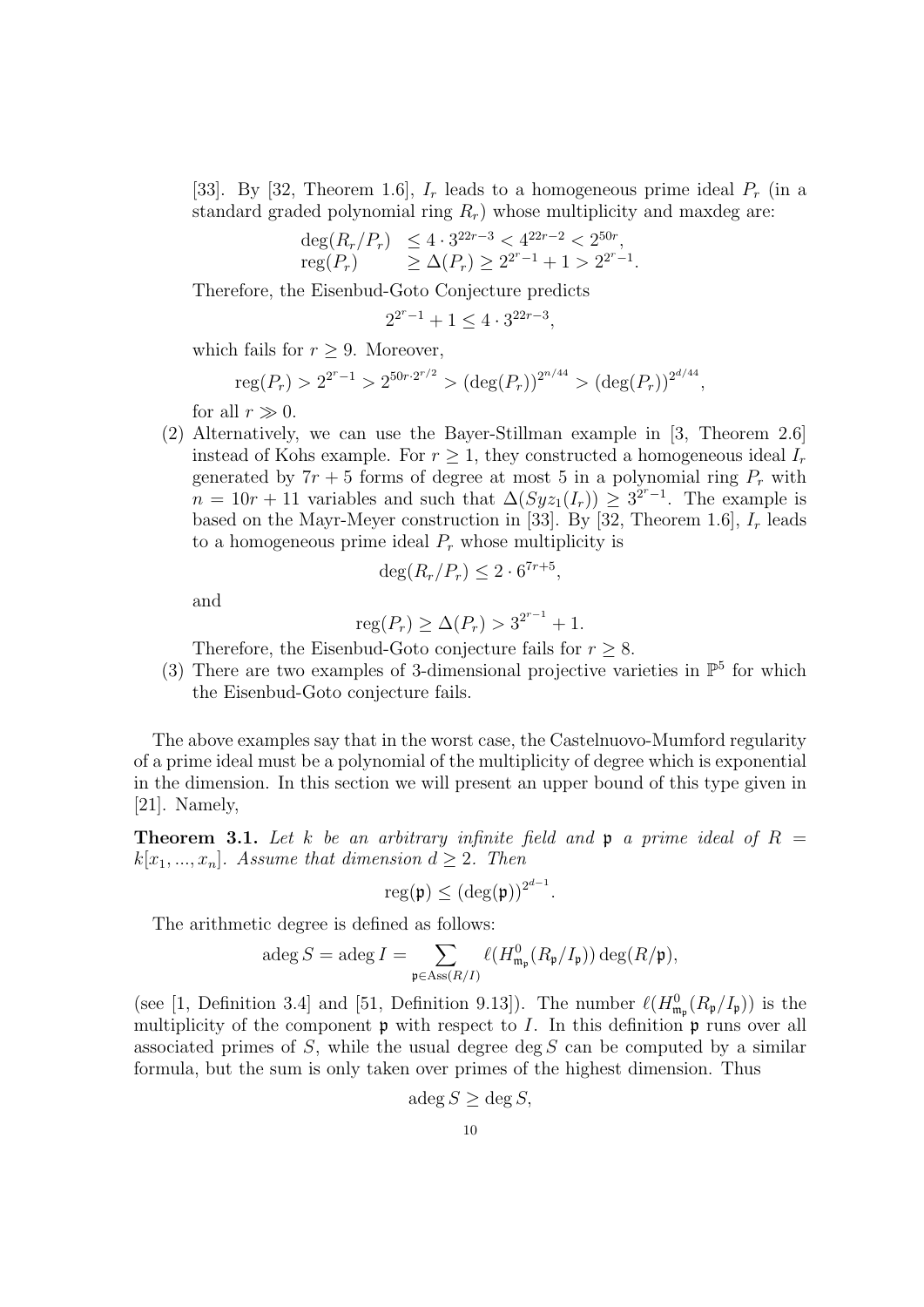[33]. By [32, Theorem 1.6], $I_r$ leads to a homogeneous prime ideal $P_r$ (in a standard graded polynomial ring $R_r$) whose multiplicity and maxdeg are:

$$\begin{array}{ll} \deg(R_r/P_r) & \leq 4 \cdot 3^{22r-3} < 4^{22r-2} < 2^{50r}, \\ \operatorname{reg}(P_r) & \geq \Delta(P_r) \geq 2^{2^r-1} + 1 > 2^{2^r-1}. \end{array}$$

Therefore, the Eisenbud-Goto Conjecture predicts

$$2^{2^r-1} + 1 \leq 4 \cdot 3^{22r-3},$$

which fails for $r \geq 9$. Moreover,

$$\operatorname{reg}(P_r) > 2^{2^r-1} > 2^{50r \cdot 2^{r/2}} > (\deg(P_r))^{2^{n/44}} > (\deg(P_r))^{2^{d/44}},$$

for all $r \gg 0$.

(2) Alternatively, we can use the Bayer-Stillman example in [3, Theorem 2.6] instead of Kohs example. For $r \geq 1$, they constructed a homogeneous ideal $I_r$ generated by $7r+5$ forms of degree at most 5 in a polynomial ring $P_r$ with $n = 10r + 11$ variables and such that $\Delta(Syz_1(I_r)) \geq 3^{2^r-1}$. The example is based on the Mayr-Meyer construction in [33]. By [32, Theorem 1.6], $I_r$ leads to a homogeneous prime ideal $P_r$ whose multiplicity is

$$\deg(R_r/P_r) \leq 2 \cdot 6^{7r+5},$$

and

$$\operatorname{reg}(P_r) \geq \Delta(P_r) > 3^{2^{r-1}} + 1.$$

Therefore, the Eisenbud-Goto conjecture fails for $r \geq 8$.

(3) There are two examples of 3-dimensional projective varieties in $\mathbb{P}^5$ for which the Eisenbud-Goto conjecture fails.

The above examples say that in the worst case, the Castelnuovo-Mumford regularity of a prime ideal must be a polynomial of the multiplicity of degree which is exponential in the dimension. In this section we will present an upper bound of this type given in [21]. Namely,

**Theorem 3.1.** *Let $k$ be an arbitrary infinite field and $\mathfrak{p}$ a prime ideal of $R = k[x_1, ..., x_n]$. Assume that dimension $d \geq 2$. Then*

$$\operatorname{reg}(\mathfrak{p}) \leq (\deg(\mathfrak{p}))^{2^{d-1}}.$$

The arithmetic degree is defined as follows:

$$\operatorname{adeg} S = \operatorname{adeg} I = \sum_{\mathfrak{p} \in \operatorname{Ass}(R/I)} \ell(H^0_{\mathfrak{m}_\mathfrak{p}}(R_\mathfrak{p}/I_\mathfrak{p})) \deg(R/\mathfrak{p}),$$

(see [1, Definition 3.4] and [51, Definition 9.13]). The number $\ell(H^0_{\mathfrak{m}_\mathfrak{p}}(R_\mathfrak{p}/I_\mathfrak{p}))$ is the multiplicity of the component $\mathfrak{p}$ with respect to $I$. In this definition $\mathfrak{p}$ runs over all associated primes of $S$, while the usual degree $\deg S$ can be computed by a similar formula, but the sum is only taken over primes of the highest dimension. Thus

$$\operatorname{adeg} S \geq \deg S,$$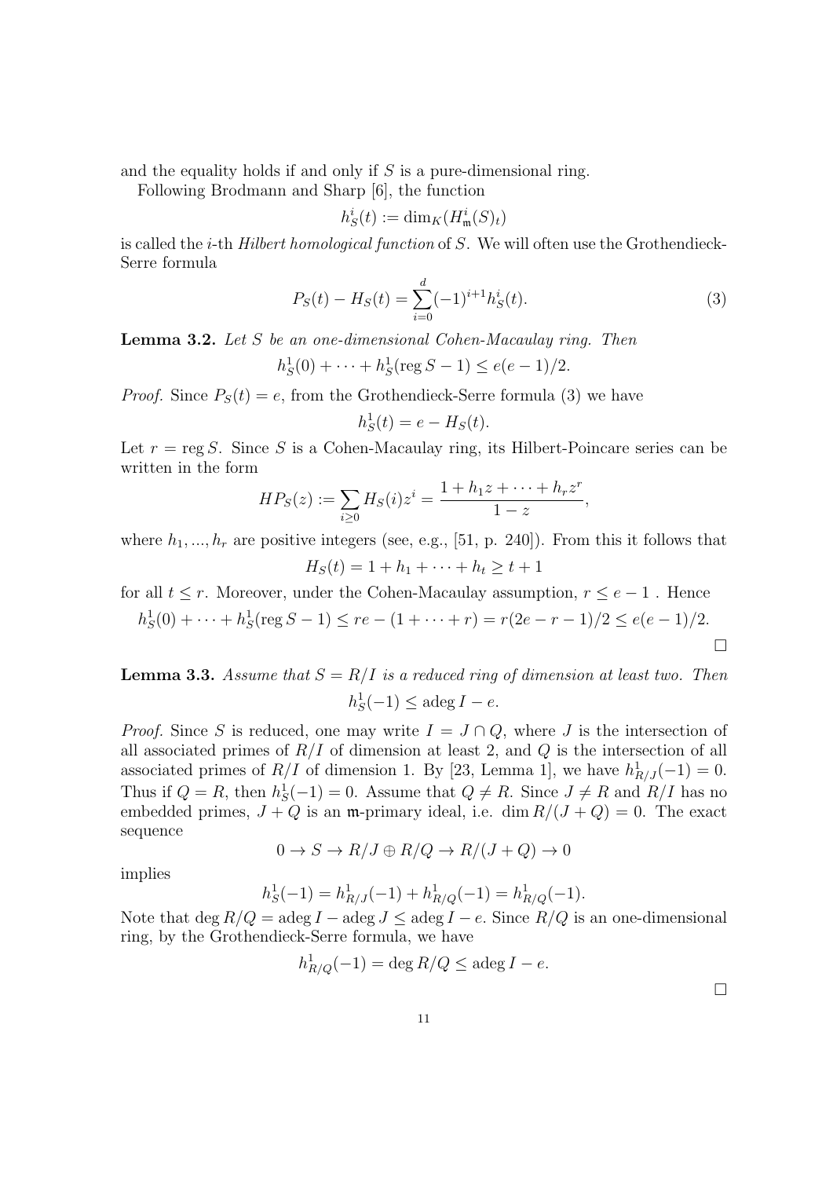and the equality holds if and only if $S$ is a pure-dimensional ring.

Following Brodmann and Sharp [6], the function

$$h^i_S(t) := \dim_K(H^i_{\mathfrak{m}}(S)_t)$$

is called the $i$-th *Hilbert homological function* of $S$. We will often use the Grothendieck-Serre formula

$$P_S(t) - H_S(t) = \sum_{i=0}^{d} (-1)^{i+1} h^i_S(t). \tag{3}$$

**Lemma 3.2.** *Let $S$ be an one-dimensional Cohen-Macaulay ring. Then*

$$h^1_S(0) + \cdots + h^1_S(\operatorname{reg} S - 1) \leq e(e-1)/2.$$

*Proof.* Since $P_S(t) = e$, from the Grothendieck-Serre formula (3) we have

$$h^1_S(t) = e - H_S(t).$$

Let $r = \operatorname{reg} S$. Since $S$ is a Cohen-Macaulay ring, its Hilbert-Poincare series can be written in the form

$$HP_S(z) := \sum_{i \geq 0} H_S(i) z^i = \frac{1 + h_1 z + \cdots + h_r z^r}{1 - z},$$

where $h_1, ..., h_r$ are positive integers (see, e.g., [51, p. 240]). From this it follows that

$$H_S(t) = 1 + h_1 + \cdots + h_t \geq t + 1$$

for all $t \leq r$. Moreover, under the Cohen-Macaulay assumption, $r \leq e - 1$ . Hence

$$h^1_S(0) + \cdots + h^1_S(\operatorname{reg} S - 1) \leq re - (1 + \cdots + r) = r(2e - r - 1)/2 \leq e(e-1)/2.$$

□

**Lemma 3.3.** *Assume that $S = R/I$ is a reduced ring of dimension at least two. Then*

$$h^1_S(-1) \leq \operatorname{adeg} I - e.$$

*Proof.* Since $S$ is reduced, one may write $I = J \cap Q$, where $J$ is the intersection of all associated primes of $R/I$ of dimension at least 2, and $Q$ is the intersection of all associated primes of $R/I$ of dimension 1. By [23, Lemma 1], we have $h^1_{R/J}(-1) = 0$. Thus if $Q = R$, then $h^1_S(-1) = 0$. Assume that $Q \neq R$. Since $J \neq R$ and $R/I$ has no embedded primes, $J + Q$ is an $\mathfrak{m}$-primary ideal, i.e. $\dim R/(J + Q) = 0$. The exact sequence

$$0 \to S \to R/J \oplus R/Q \to R/(J + Q) \to 0$$

implies

$$h^1_S(-1) = h^1_{R/J}(-1) + h^1_{R/Q}(-1) = h^1_{R/Q}(-1).$$

Note that $\deg R/Q = \operatorname{adeg} I - \operatorname{adeg} J \leq \operatorname{adeg} I - e$. Since $R/Q$ is an one-dimensional ring, by the Grothendieck-Serre formula, we have

$$h^1_{R/Q}(-1) = \deg R/Q \leq \operatorname{adeg} I - e.$$

□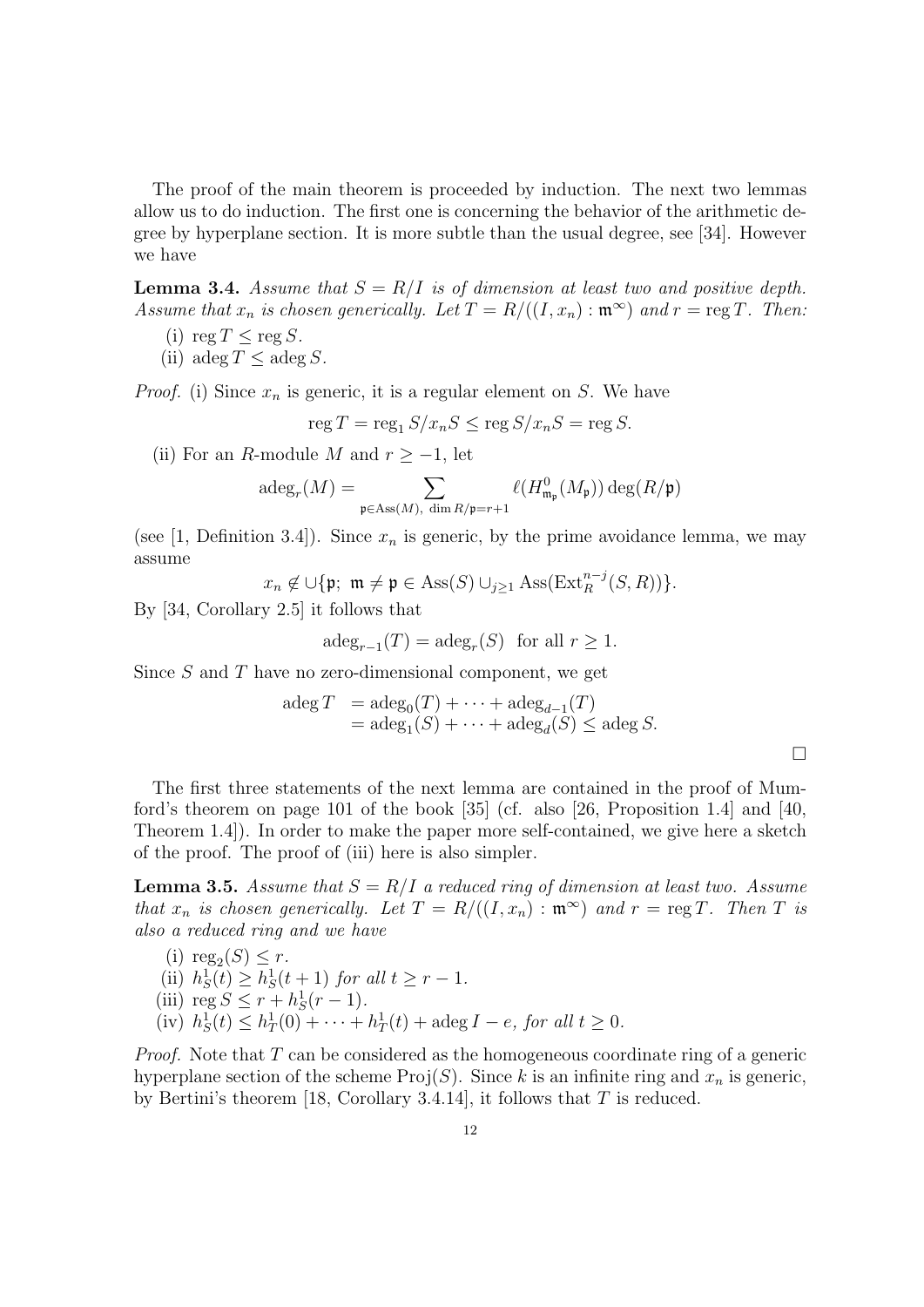The proof of the main theorem is proceeded by induction. The next two lemmas allow us to do induction. The first one is concerning the behavior of the arithmetic degree by hyperplane section. It is more subtle than the usual degree, see [34]. However we have

**Lemma 3.4.** *Assume that $S = R/I$ is of dimension at least two and positive depth. Assume that $x_n$ is chosen generically. Let $T = R/((I, x_n) : \mathfrak{m}^\infty)$ and $r = \operatorname{reg} T$. Then:*

(i) $\operatorname{reg} T \le \operatorname{reg} S$.
(ii) $\operatorname{adeg} T \le \operatorname{adeg} S$.

*Proof.* (i) Since $x_n$ is generic, it is a regular element on $S$. We have

$$\operatorname{reg} T = \operatorname{reg}_1 S/x_nS \le \operatorname{reg} S/x_nS = \operatorname{reg} S.$$

(ii) For an $R$-module $M$ and $r \ge -1$, let

$$\operatorname{adeg}_r(M) = \sum_{\mathfrak{p} \in \operatorname{Ass}(M),\ \dim R/\mathfrak{p} = r+1} \ell(H^0_{\mathfrak{m}_\mathfrak{p}}(M_\mathfrak{p})) \deg(R/\mathfrak{p})$$

(see [1, Definition 3.4]). Since $x_n$ is generic, by the prime avoidance lemma, we may assume

$$x_n \notin \cup \{\mathfrak{p};\ \mathfrak{m} \ne \mathfrak{p} \in \operatorname{Ass}(S) \cup_{j \ge 1} \operatorname{Ass}(\operatorname{Ext}_R^{n-j}(S, R))\}.$$

By [34, Corollary 2.5] it follows that

$$\operatorname{adeg}_{r-1}(T) = \operatorname{adeg}_r(S) \ \text{ for all } r \ge 1.$$

Since $S$ and $T$ have no zero-dimensional component, we get

$$\begin{aligned} \operatorname{adeg} T &= \operatorname{adeg}_0(T) + \cdots + \operatorname{adeg}_{d-1}(T) \\ &= \operatorname{adeg}_1(S) + \cdots + \operatorname{adeg}_d(S) \le \operatorname{adeg} S. \end{aligned}$$

□

The first three statements of the next lemma are contained in the proof of Mumford's theorem on page 101 of the book [35] (cf. also [26, Proposition 1.4] and [40, Theorem 1.4]). In order to make the paper more self-contained, we give here a sketch of the proof. The proof of (iii) here is also simpler.

**Lemma 3.5.** *Assume that $S = R/I$ a reduced ring of dimension at least two. Assume that $x_n$ is chosen generically. Let $T = R/((I, x_n) : \mathfrak{m}^\infty)$ and $r = \operatorname{reg} T$. Then $T$ is also a reduced ring and we have*

(i) $\operatorname{reg}_2(S) \le r$.
(ii) $h^1_S(t) \ge h^1_S(t+1)$ *for all* $t \ge r - 1$.
(iii) $\operatorname{reg} S \le r + h^1_S(r-1)$.
(iv) $h^1_S(t) \le h^1_T(0) + \cdots + h^1_T(t) + \operatorname{adeg} I - e$, *for all* $t \ge 0$.

*Proof.* Note that $T$ can be considered as the homogeneous coordinate ring of a generic hyperplane section of the scheme $\operatorname{Proj}(S)$. Since $k$ is an infinite ring and $x_n$ is generic, by Bertini's theorem [18, Corollary 3.4.14], it follows that $T$ is reduced.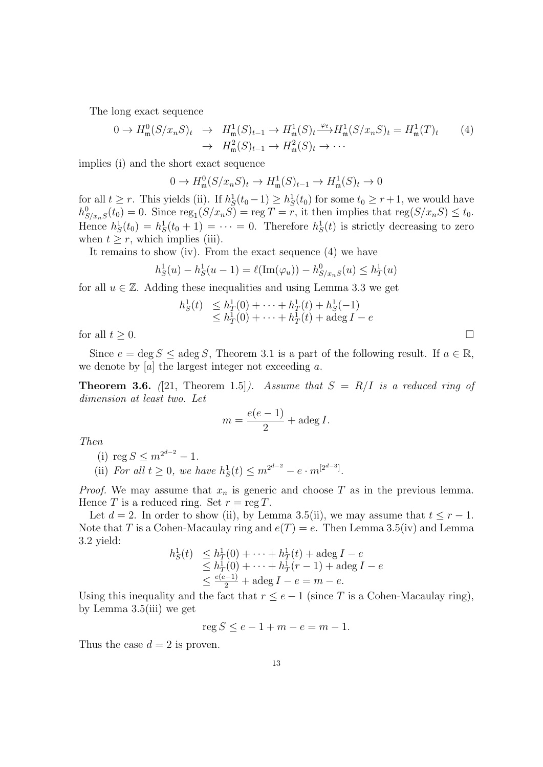The long exact sequence

$$
\begin{aligned}
0 \to H^0_{\mathfrak{m}}(S/x_nS)_t &\to H^1_{\mathfrak{m}}(S)_{t-1} \to H^1_{\mathfrak{m}}(S)_t \xrightarrow{\varphi_t} H^1_{\mathfrak{m}}(S/x_nS)_t = H^1_{\mathfrak{m}}(T)_t \qquad (4)\\
&\to H^2_{\mathfrak{m}}(S)_{t-1} \to H^2_{\mathfrak{m}}(S)_t \to \cdots
\end{aligned}
$$

implies (i) and the short exact sequence

$$
0 \to H^0_{\mathfrak{m}}(S/x_nS)_t \to H^1_{\mathfrak{m}}(S)_{t-1} \to H^1_{\mathfrak{m}}(S)_t \to 0
$$

for all $t \geq r$. This yields (ii). If $h^1_S(t_0 - 1) \geq h^1_S(t_0)$ for some $t_0 \geq r+1$, we would have $h^0_{S/x_nS}(t_0) = 0$. Since $\operatorname{reg}_1(S/x_nS) = \operatorname{reg} T = r$, it then implies that $\operatorname{reg}(S/x_nS) \leq t_0$. Hence $h^1_S(t_0) = h^1_S(t_0+1) = \cdots = 0$. Therefore $h^1_S(t)$ is strictly decreasing to zero when $t \geq r$, which implies (iii).

It remains to show (iv). From the exact sequence (4) we have

$$
h^1_S(u) - h^1_S(u-1) = \ell(\operatorname{Im}(\varphi_u)) - h^0_{S/x_nS}(u) \leq h^1_T(u)
$$

for all $u \in \mathbb{Z}$. Adding these inequalities and using Lemma 3.3 we get

$$
\begin{aligned}
h^1_S(t) &\leq h^1_T(0) + \cdots + h^1_T(t) + h^1_S(-1)\\
&\leq h^1_T(0) + \cdots + h^1_T(t) + \operatorname{adeg} I - e
\end{aligned}
$$

for all $t \geq 0$. $\square$

Since $e = \deg S \leq \operatorname{adeg} S$, Theorem 3.1 is a part of the following result. If $a \in \mathbb{R}$, we denote by $[a]$ the largest integer not exceeding $a$.

**Theorem 3.6.** *([21, Theorem 1.5]). Assume that $S = R/I$ is a reduced ring of dimension at least two. Let*

$$
m = \frac{e(e-1)}{2} + \operatorname{adeg} I.
$$

*Then*

(i) $\operatorname{reg} S \leq m^{2^{d-2}} - 1$.

(ii) *For all $t \geq 0$, we have $h^1_S(t) \leq m^{2^{d-2}} - e \cdot m^{[2^{d-3}]}$.*

*Proof.* We may assume that $x_n$ is generic and choose $T$ as in the previous lemma. Hence $T$ is a reduced ring. Set $r = \operatorname{reg} T$.

Let $d = 2$. In order to show (ii), by Lemma 3.5(ii), we may assume that $t \leq r - 1$. Note that $T$ is a Cohen-Macaulay ring and $e(T) = e$. Then Lemma 3.5(iv) and Lemma 3.2 yield:

$$
\begin{aligned}
h^1_S(t) &\leq h^1_T(0) + \cdots + h^1_T(t) + \operatorname{adeg} I - e\\
&\leq h^1_T(0) + \cdots + h^1_T(r-1) + \operatorname{adeg} I - e\\
&\leq \tfrac{e(e-1)}{2} + \operatorname{adeg} I - e = m - e.
\end{aligned}
$$

Using this inequality and the fact that $r \leq e - 1$ (since $T$ is a Cohen-Macaulay ring), by Lemma 3.5(iii) we get

$$
\operatorname{reg} S \leq e - 1 + m - e = m - 1.
$$

Thus the case $d = 2$ is proven.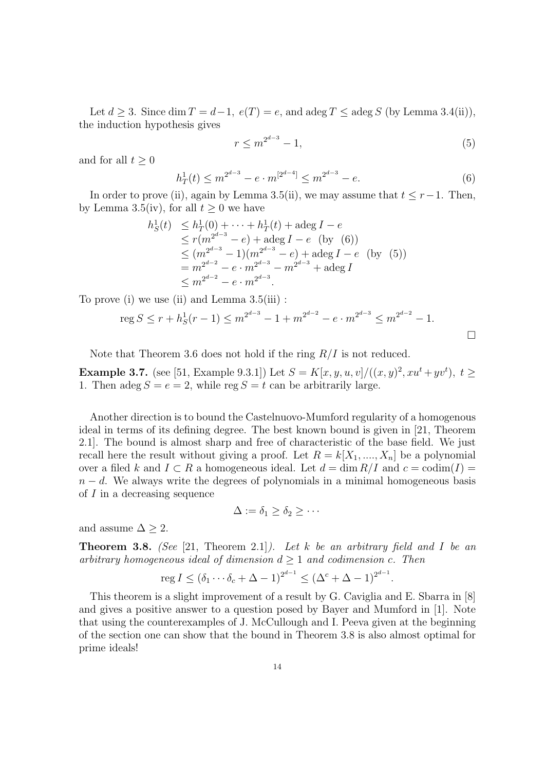Let $d \geq 3$. Since $\dim T = d-1$, $e(T) = e$, and $\operatorname{adeg} T \leq \operatorname{adeg} S$ (by Lemma 3.4(ii)), the induction hypothesis gives

$$r \leq m^{2^{d-3}} - 1, \tag{5}$$

and for all $t \geq 0$

$$h^1_T(t) \leq m^{2^{d-3}} - e \cdot m^{[2^{d-4}]} \leq m^{2^{d-3}} - e. \tag{6}$$

In order to prove (ii), again by Lemma 3.5(ii), we may assume that $t \leq r-1$. Then, by Lemma 3.5(iv), for all $t \geq 0$ we have

$$\begin{aligned}
h^1_S(t) &\leq h^1_T(0) + \cdots + h^1_T(t) + \operatorname{adeg} I - e \\
&\leq r(m^{2^{d-3}} - e) + \operatorname{adeg} I - e \quad \text{(by (6))} \\
&\leq (m^{2^{d-3}} - 1)(m^{2^{d-3}} - e) + \operatorname{adeg} I - e \quad \text{(by (5))} \\
&= m^{2^{d-2}} - e \cdot m^{2^{d-3}} - m^{2^{d-3}} + \operatorname{adeg} I \\
&\leq m^{2^{d-2}} - e \cdot m^{2^{d-3}}.
\end{aligned}$$

To prove (i) we use (ii) and Lemma 3.5(iii) :

$$\operatorname{reg} S \leq r + h^1_S(r-1) \leq m^{2^{d-3}} - 1 + m^{2^{d-2}} - e \cdot m^{2^{d-3}} \leq m^{2^{d-2}} - 1.$$

□

Note that Theorem 3.6 does not hold if the ring $R/I$ is not reduced.

**Example 3.7.** (see [51, Example 9.3.1]) Let $S = K[x, y, u, v]/((x, y)^2, xu^t + yv^t)$, $t \geq 1$. Then $\operatorname{adeg} S = e = 2$, while $\operatorname{reg} S = t$ can be arbitrarily large.

Another direction is to bound the Castelnuovo-Mumford regularity of a homogenous ideal in terms of its defining degree. The best known bound is given in [21, Theorem 2.1]. The bound is almost sharp and free of characteristic of the base field. We just recall here the result without giving a proof. Let $R = k[X_1, ...., X_n]$ be a polynomial over a filed $k$ and $I \subset R$ a homogeneous ideal. Let $d = \dim R/I$ and $c = \operatorname{codim}(I) = n - d$. We always write the degrees of polynomials in a minimal homogeneous basis of $I$ in a decreasing sequence

$$\Delta := \delta_1 \geq \delta_2 \geq \cdots$$

and assume $\Delta \geq 2$.

**Theorem 3.8.** *(See [21, Theorem 2.1]). Let $k$ be an arbitrary field and $I$ be an arbitrary homogeneous ideal of dimension $d \geq 1$ and codimension $c$. Then*

$$\operatorname{reg} I \leq (\delta_1 \cdots \delta_c + \Delta - 1)^{2^{d-1}} \leq (\Delta^c + \Delta - 1)^{2^{d-1}}.$$

This theorem is a slight improvement of a result by G. Caviglia and E. Sbarra in [8] and gives a positive answer to a question posed by Bayer and Mumford in [1]. Note that using the counterexamples of J. McCullough and I. Peeva given at the beginning of the section one can show that the bound in Theorem 3.8 is also almost optimal for prime ideals!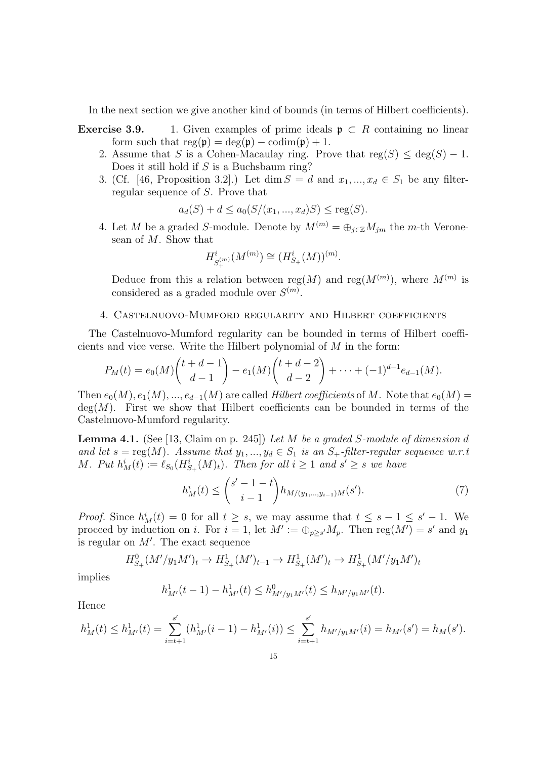In the next section we give another kind of bounds (in terms of Hilbert coefficients).

**Exercise 3.9.**

1. Given examples of prime ideals $\mathfrak{p} \subset R$ containing no linear form such that $\operatorname{reg}(\mathfrak{p}) = \deg(\mathfrak{p}) - \operatorname{codim}(\mathfrak{p}) + 1$.
2. Assume that $S$ is a Cohen-Macaulay ring. Prove that $\operatorname{reg}(S) \leq \deg(S) - 1$. Does it still hold if $S$ is a Buchsbaum ring?
3. (Cf. [46, Proposition 3.2].) Let $\dim S = d$ and $x_1, ..., x_d \in S_1$ be any filter-regular sequence of $S$. Prove that
$$a_d(S) + d \leq a_0(S/(x_1, ..., x_d)S) \leq \operatorname{reg}(S).$$
4. Let $M$ be a graded $S$-module. Denote by $M^{(m)} = \oplus_{j \in \mathbb{Z}} M_{jm}$ the $m$-th Veronesean of $M$. Show that
$$H^i_{S_+^{(m)}}(M^{(m)}) \cong (H^i_{S_+}(M))^{(m)}.$$
Deduce from this a relation between $\operatorname{reg}(M)$ and $\operatorname{reg}(M^{(m)})$, where $M^{(m)}$ is considered as a graded module over $S^{(m)}$.

## 4. Castelnuovo-Mumford regularity and Hilbert coefficients

The Castelnuovo-Mumford regularity can be bounded in terms of Hilbert coefficients and vice verse. Write the Hilbert polynomial of $M$ in the form:

$$P_M(t) = e_0(M)\binom{t+d-1}{d-1} - e_1(M)\binom{t+d-2}{d-2} + \cdots + (-1)^{d-1} e_{d-1}(M).$$

Then $e_0(M), e_1(M), ..., e_{d-1}(M)$ are called *Hilbert coefficients* of $M$. Note that $e_0(M) = \deg(M)$. First we show that Hilbert coefficients can be bounded in terms of the Castelnuovo-Mumford regularity.

**Lemma 4.1.** (See [13, Claim on p. 245]) *Let $M$ be a graded $S$-module of dimension $d$ and let $s = \operatorname{reg}(M)$. Assume that $y_1, ..., y_d \in S_1$ is an $S_+$-filter-regular sequence w.r.t $M$. Put $h^i_M(t) := \ell_{S_0}(H^i_{S_+}(M)_t)$. Then for all $i \geq 1$ and $s' \geq s$ we have*

$$h^i_M(t) \leq \binom{s'-1-t}{i-1} h_{M/(y_1,...,y_{i-1})M}(s'). \tag{7}$$

*Proof.* Since $h^i_M(t) = 0$ for all $t \geq s$, we may assume that $t \leq s-1 \leq s'-1$. We proceed by induction on $i$. For $i = 1$, let $M' := \oplus_{p \geq s'} M_p$. Then $\operatorname{reg}(M') = s'$ and $y_1$ is regular on $M'$. The exact sequence

$$H^0_{S_+}(M'/y_1M')_t \to H^1_{S_+}(M')_{t-1} \to H^1_{S_+}(M')_t \to H^1_{S_+}(M'/y_1M')_t$$

implies

$$h^1_{M'}(t-1) - h^1_{M'}(t) \leq h^0_{M'/y_1M'}(t) \leq h_{M'/y_1M'}(t).$$

Hence

$$h^1_M(t) \leq h^1_{M'}(t) = \sum_{i=t+1}^{s'} (h^1_{M'}(i-1) - h^1_{M'}(i)) \leq \sum_{i=t+1}^{s'} h_{M'/y_1M'}(i) = h_{M'}(s') = h_M(s').$$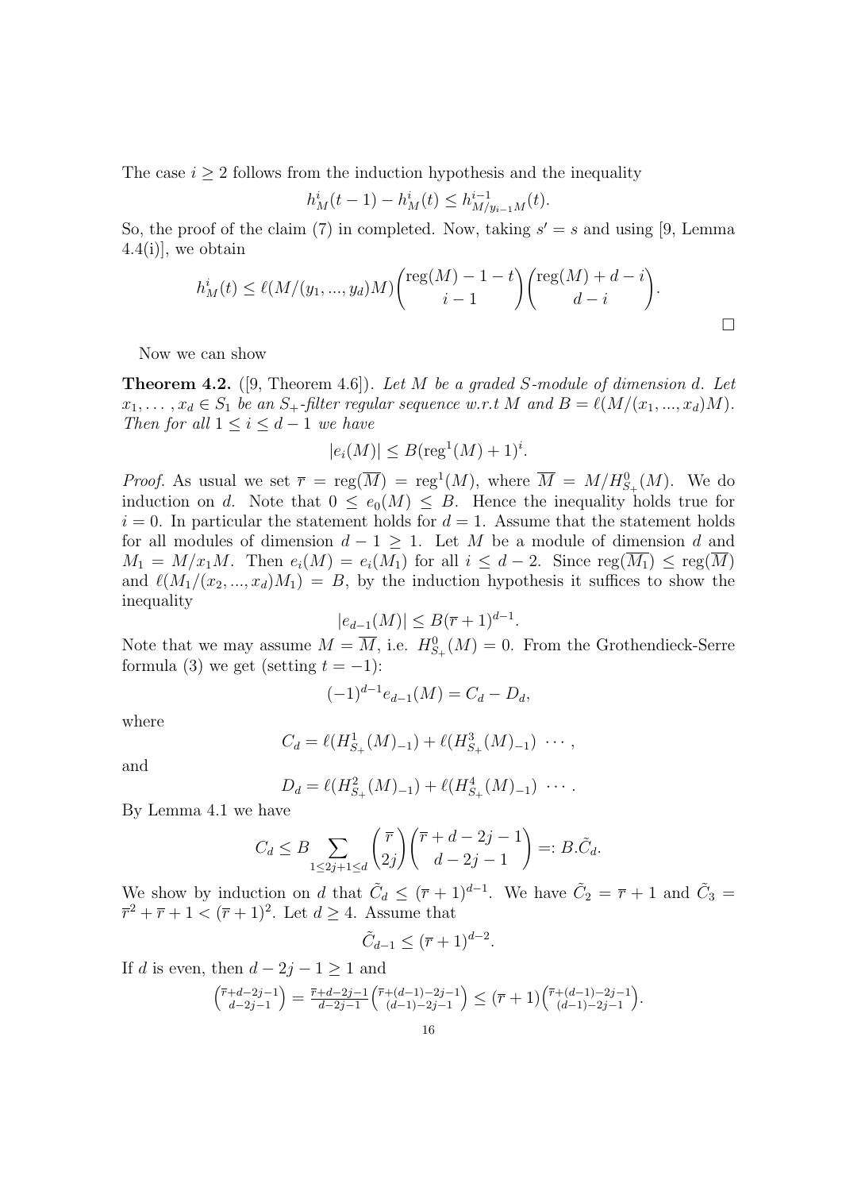The case $i \geq 2$ follows from the induction hypothesis and the inequality

$$h^i_M(t-1) - h^i_M(t) \leq h^{i-1}_{M/y_{i-1}M}(t).$$

So, the proof of the claim (7) in completed. Now, taking $s' = s$ and using [9, Lemma 4.4(i)], we obtain

$$h^i_M(t) \leq \ell(M/(y_1, ..., y_d)M) \binom{\operatorname{reg}(M) - 1 - t}{i-1} \binom{\operatorname{reg}(M) + d - i}{d-i}.$$

$\square$

Now we can show

**Theorem 4.2.** ([9, Theorem 4.6]). *Let $M$ be a graded $S$-module of dimension $d$. Let $x_1, \ldots, x_d \in S_1$ be an $S_+$-filter regular sequence w.r.t $M$ and $B = \ell(M/(x_1, ..., x_d)M)$. Then for all $1 \leq i \leq d-1$ we have*

$$|e_i(M)| \leq B(\operatorname{reg}^1(M) + 1)^i.$$

*Proof.* As usual we set $\overline{r} = \operatorname{reg}(\overline{M}) = \operatorname{reg}^1(M)$, where $\overline{M} = M/H^0_{S_+}(M)$. We do induction on $d$. Note that $0 \leq e_0(M) \leq B$. Hence the inequality holds true for $i = 0$. In particular the statement holds for $d = 1$. Assume that the statement holds for all modules of dimension $d - 1 \geq 1$. Let $M$ be a module of dimension $d$ and $M_1 = M/x_1M$. Then $e_i(M) = e_i(M_1)$ for all $i \leq d-2$. Since $\operatorname{reg}(\overline{M_1}) \leq \operatorname{reg}(\overline{M})$ and $\ell(M_1/(x_2, ..., x_d)M_1) = B$, by the induction hypothesis it suffices to show the inequality

$$|e_{d-1}(M)| \leq B(\overline{r} + 1)^{d-1}.$$

Note that we may assume $M = \overline{M}$, i.e. $H^0_{S_+}(M) = 0$. From the Grothendieck-Serre formula (3) we get (setting $t = -1$):

$$(-1)^{d-1} e_{d-1}(M) = C_d - D_d,$$

where

$$C_d = \ell(H^1_{S_+}(M)_{-1}) + \ell(H^3_{S_+}(M)_{-1}) \ \cdots,$$

and

$$D_d = \ell(H^2_{S_+}(M)_{-1}) + \ell(H^4_{S_+}(M)_{-1}) \ \cdots.$$

By Lemma 4.1 we have

$$C_d \leq B \sum_{1 \leq 2j+1 \leq d} \binom{\overline{r}}{2j} \binom{\overline{r} + d - 2j - 1}{d - 2j - 1} =: B.\tilde{C}_d.$$

We show by induction on $d$ that $\tilde{C}_d \leq (\overline{r} + 1)^{d-1}$. We have $\tilde{C}_2 = \overline{r} + 1$ and $\tilde{C}_3 = \overline{r}^2 + \overline{r} + 1 < (\overline{r} + 1)^2$. Let $d \geq 4$. Assume that

$$\tilde{C}_{d-1} \leq (\overline{r} + 1)^{d-2}.$$

If $d$ is even, then $d - 2j - 1 \geq 1$ and

$$\binom{\overline{r}+d-2j-1}{d-2j-1} = \frac{\overline{r}+d-2j-1}{d-2j-1} \binom{\overline{r}+(d-1)-2j-1}{(d-1)-2j-1} \leq (\overline{r}+1) \binom{\overline{r}+(d-1)-2j-1}{(d-1)-2j-1}.$$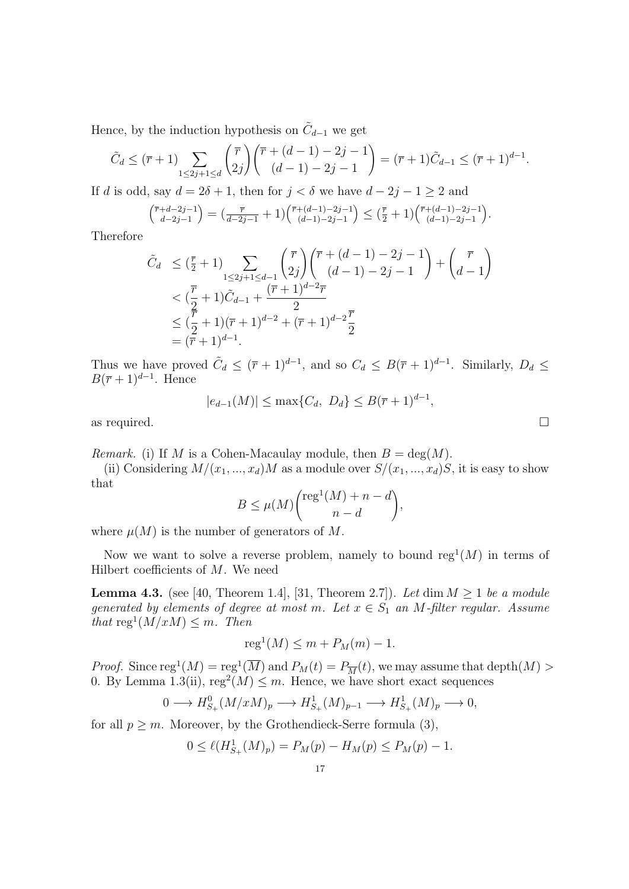Hence, by the induction hypothesis on $\tilde{C}_{d-1}$ we get

$$\tilde{C}_d \leq (\overline{r}+1) \sum_{1 \leq 2j+1 \leq d} \binom{\overline{r}}{2j} \binom{\overline{r}+(d-1)-2j-1}{(d-1)-2j-1} = (\overline{r}+1)\tilde{C}_{d-1} \leq (\overline{r}+1)^{d-1}.$$

If $d$ is odd, say $d = 2\delta+1$, then for $j < \delta$ we have $d-2j-1 \geq 2$ and

$$\tbinom{\overline{r}+d-2j-1}{d-2j-1} = (\tfrac{\overline{r}}{d-2j-1}+1)\tbinom{\overline{r}+(d-1)-2j-1}{(d-1)-2j-1} \leq (\tfrac{\overline{r}}{2}+1)\tbinom{\overline{r}+(d-1)-2j-1}{(d-1)-2j-1}.$$

Therefore

$$\begin{aligned}
\tilde{C}_d &\leq (\tfrac{\overline{r}}{2}+1) \sum_{1 \leq 2j+1 \leq d-1} \binom{\overline{r}}{2j} \binom{\overline{r}+(d-1)-2j-1}{(d-1)-2j-1} + \binom{\overline{r}}{d-1} \\
&< (\frac{\overline{r}}{2}+1)\tilde{C}_{d-1} + \frac{(\overline{r}+1)^{d-2}\overline{r}}{2} \\
&\leq (\frac{\overline{r}}{2}+1)(\overline{r}+1)^{d-2} + (\overline{r}+1)^{d-2}\frac{\overline{r}}{2} \\
&= (\overline{r}+1)^{d-1}.
\end{aligned}$$

Thus we have proved $\tilde{C}_d \leq (\overline{r}+1)^{d-1}$, and so $C_d \leq B(\overline{r}+1)^{d-1}$. Similarly, $D_d \leq B(\overline{r}+1)^{d-1}$. Hence

$$|e_{d-1}(M)| \leq \max\{C_d,\ D_d\} \leq B(\overline{r}+1)^{d-1},$$

as required. $\square$

*Remark.* (i) If $M$ is a Cohen-Macaulay module, then $B = \deg(M)$.

(ii) Considering $M/(x_1,...,x_d)M$ as a module over $S/(x_1,...,x_d)S$, it is easy to show that

$$B \leq \mu(M)\binom{\operatorname{reg}^1(M)+n-d}{n-d},$$

where $\mu(M)$ is the number of generators of $M$.

Now we want to solve a reverse problem, namely to bound $\operatorname{reg}^1(M)$ in terms of Hilbert coefficients of $M$. We need

**Lemma 4.3.** (see [40, Theorem 1.4], [31, Theorem 2.7]). *Let $\dim M \geq 1$ be a module generated by elements of degree at most $m$. Let $x \in S_1$ an $M$-filter regular. Assume that $\operatorname{reg}^1(M/xM) \leq m$. Then*

$$\operatorname{reg}^1(M) \leq m + P_M(m) - 1.$$

*Proof.* Since $\operatorname{reg}^1(M) = \operatorname{reg}^1(\overline{M})$ and $P_M(t) = P_{\overline{M}}(t)$, we may assume that $\operatorname{depth}(M) > 0$. By Lemma 1.3(ii), $\operatorname{reg}^2(M) \leq m$. Hence, we have short exact sequences

$$0 \longrightarrow H^0_{S_+}(M/xM)_p \longrightarrow H^1_{S_+}(M)_{p-1} \longrightarrow H^1_{S_+}(M)_p \longrightarrow 0,$$

for all $p \geq m$. Moreover, by the Grothendieck-Serre formula (3),

$$0 \leq \ell(H^1_{S_+}(M)_p) = P_M(p) - H_M(p) \leq P_M(p) - 1.$$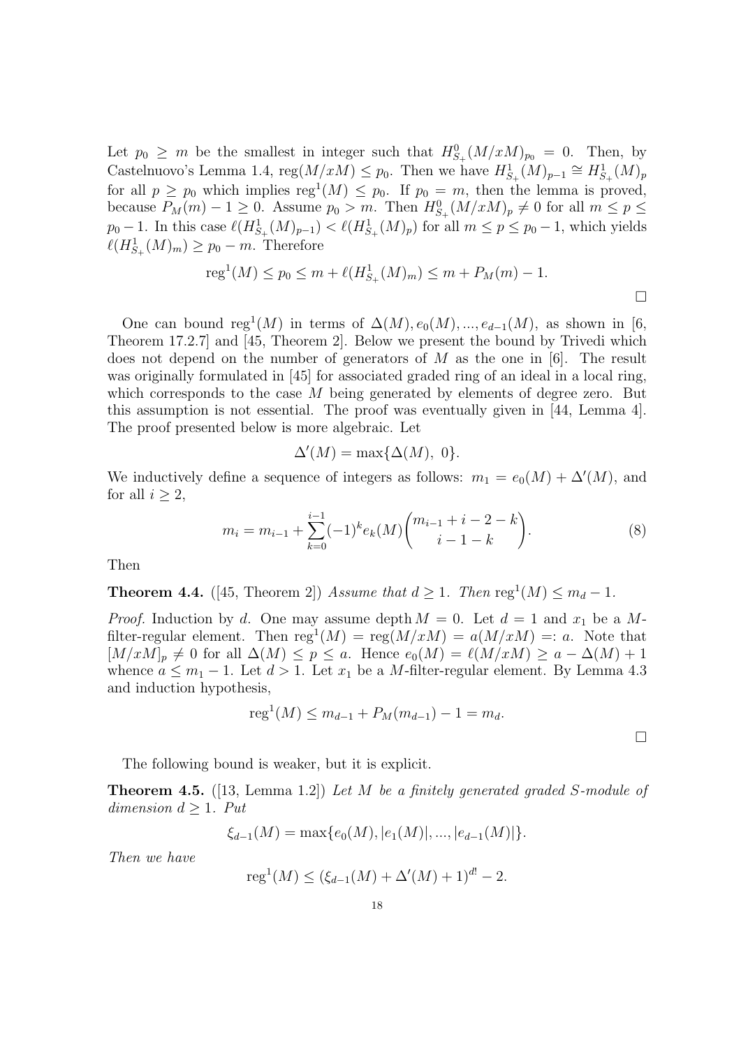Let $p_0 \geq m$ be the smallest in integer such that $H^0_{S_+}(M/xM)_{p_0} = 0$. Then, by Castelnuovo's Lemma 1.4, $\operatorname{reg}(M/xM) \leq p_0$. Then we have $H^1_{S_+}(M)_{p-1} \cong H^1_{S_+}(M)_p$ for all $p \geq p_0$ which implies $\operatorname{reg}^1(M) \leq p_0$. If $p_0 = m$, then the lemma is proved, because $P_M(m) - 1 \geq 0$. Assume $p_0 > m$. Then $H^0_{S_+}(M/xM)_p \neq 0$ for all $m \leq p \leq p_0 - 1$. In this case $\ell(H^1_{S_+}(M)_{p-1}) < \ell(H^1_{S_+}(M)_p)$ for all $m \leq p \leq p_0 - 1$, which yields $\ell(H^1_{S_+}(M)_m) \geq p_0 - m$. Therefore

$$\operatorname{reg}^1(M) \leq p_0 \leq m + \ell(H^1_{S_+}(M)_m) \leq m + P_M(m) - 1.$$

□

One can bound $\operatorname{reg}^1(M)$ in terms of $\Delta(M), e_0(M), ..., e_{d-1}(M)$, as shown in [6, Theorem 17.2.7] and [45, Theorem 2]. Below we present the bound by Trivedi which does not depend on the number of generators of $M$ as the one in [6]. The result was originally formulated in [45] for associated graded ring of an ideal in a local ring, which corresponds to the case $M$ being generated by elements of degree zero. But this assumption is not essential. The proof was eventually given in [44, Lemma 4]. The proof presented below is more algebraic. Let

$$\Delta'(M) = \max\{\Delta(M),\ 0\}.$$

We inductively define a sequence of integers as follows: $m_1 = e_0(M) + \Delta'(M)$, and for all $i \geq 2$,

$$m_i = m_{i-1} + \sum_{k=0}^{i-1} (-1)^k e_k(M) \binom{m_{i-1} + i - 2 - k}{i - 1 - k}. \tag{8}$$

Then

**Theorem 4.4.** ([45, Theorem 2]) *Assume that $d \geq 1$. Then $\operatorname{reg}^1(M) \leq m_d - 1$.*

*Proof.* Induction by $d$. One may assume $\operatorname{depth} M = 0$. Let $d = 1$ and $x_1$ be a $M$-filter-regular element. Then $\operatorname{reg}^1(M) = \operatorname{reg}(M/xM) = a(M/xM) =: a$. Note that $[M/xM]_p \neq 0$ for all $\Delta(M) \leq p \leq a$. Hence $e_0(M) = \ell(M/xM) \geq a - \Delta(M) + 1$ whence $a \leq m_1 - 1$. Let $d > 1$. Let $x_1$ be a $M$-filter-regular element. By Lemma 4.3 and induction hypothesis,

$$\operatorname{reg}^1(M) \leq m_{d-1} + P_M(m_{d-1}) - 1 = m_d.$$

□

The following bound is weaker, but it is explicit.

**Theorem 4.5.** ([13, Lemma 1.2]) *Let $M$ be a finitely generated graded $S$-module of dimension $d \geq 1$. Put*

$$\xi_{d-1}(M) = \max\{e_0(M), |e_1(M)|, ..., |e_{d-1}(M)|\}.$$

*Then we have*

$$\operatorname{reg}^1(M) \leq (\xi_{d-1}(M) + \Delta'(M) + 1)^{d!} - 2.$$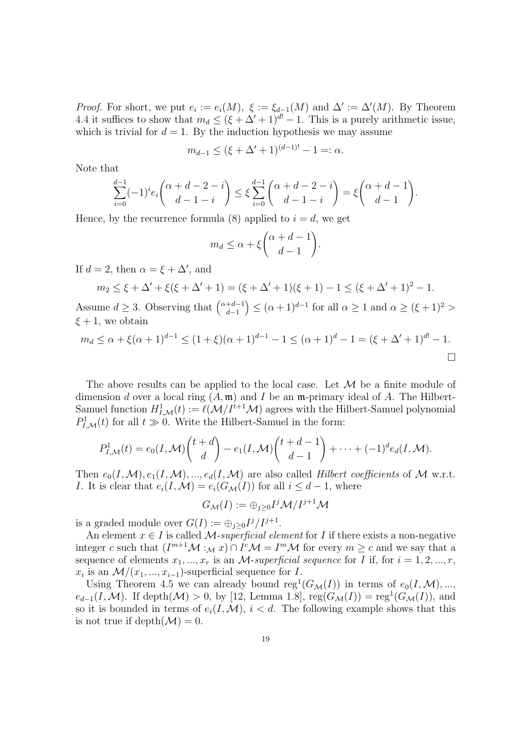*Proof.* For short, we put $e_i := e_i(M)$, $\xi := \xi_{d-1}(M)$ and $\Delta' := \Delta'(M)$. By Theorem 4.4 it suffices to show that $m_d \le (\xi + \Delta' + 1)^{d!} - 1$. This is a purely arithmetic issue, which is trivial for $d = 1$. By the induction hypothesis we may assume

$$m_{d-1} \le (\xi + \Delta' + 1)^{(d-1)!} - 1 =: \alpha.$$

Note that

$$\sum_{i=0}^{d-1} (-1)^i e_i \binom{\alpha + d - 2 - i}{d - 1 - i} \le \xi \sum_{i=0}^{d-1} \binom{\alpha + d - 2 - i}{d - 1 - i} = \xi \binom{\alpha + d - 1}{d - 1}.$$

Hence, by the recurrence formula (8) applied to $i = d$, we get

$$m_d \le \alpha + \xi \binom{\alpha + d - 1}{d - 1}.$$

If $d = 2$, then $\alpha = \xi + \Delta'$, and

$$m_2 \le \xi + \Delta' + \xi(\xi + \Delta' + 1) = (\xi + \Delta' + 1)(\xi + 1) - 1 \le (\xi + \Delta' + 1)^2 - 1.$$

Assume $d \ge 3$. Observing that $\binom{\alpha+d-1}{d-1} \le (\alpha + 1)^{d-1}$ for all $\alpha \ge 1$ and $\alpha \ge (\xi + 1)^2 > \xi + 1$, we obtain

$$m_d \le \alpha + \xi(\alpha + 1)^{d-1} \le (1 + \xi)(\alpha + 1)^{d-1} - 1 \le (\alpha + 1)^d - 1 = (\xi + \Delta' + 1)^{d!} - 1.$$

□

The above results can be applied to the local case. Let $\mathcal{M}$ be a finite module of dimension $d$ over a local ring $(A, \mathfrak{m})$ and $I$ be an $\mathfrak{m}$-primary ideal of $A$. The Hilbert-Samuel function $H^1_{I,\mathcal{M}}(t) := \ell(\mathcal{M}/I^{t+1}\mathcal{M})$ agrees with the Hilbert-Samuel polynomial $P^1_{I,\mathcal{M}}(t)$ for all $t \gg 0$. Write the Hilbert-Samuel in the form:

$$P^1_{I,\mathcal{M}}(t) = e_0(I, \mathcal{M})\binom{t + d}{d} - e_1(I, \mathcal{M})\binom{t + d - 1}{d - 1} + \cdots + (-1)^d e_d(I, \mathcal{M}).$$

Then $e_0(I, \mathcal{M}), e_1(I, \mathcal{M}), ..., e_d(I, \mathcal{M})$ are also called *Hilbert coefficients* of $\mathcal{M}$ w.r.t. $I$. It is clear that $e_i(I, \mathcal{M}) = e_i(G_{\mathcal{M}}(I))$ for all $i \le d - 1$, where

$$G_{\mathcal{M}}(I) := \oplus_{j \ge 0} I^j\mathcal{M}/I^{j+1}\mathcal{M}$$

is a graded module over $G(I) := \oplus_{j \ge 0} I^j/I^{j+1}$.

An element $x \in I$ is called *$\mathcal{M}$-superficial element* for $I$ if there exists a non-negative integer $c$ such that $(I^{m+1}\mathcal{M} :_{\mathcal{M}} x) \cap I^c\mathcal{M} = I^m\mathcal{M}$ for every $m \ge c$ and we say that a sequence of elements $x_1, ..., x_r$ is an *$\mathcal{M}$-superficial sequence* for $I$ if, for $i = 1, 2, ..., r$, $x_i$ is an $\mathcal{M}/(x_1, ..., x_{i-1})$-superficial sequence for $I$.

Using Theorem 4.5 we can already bound $\operatorname{reg}^1(G_{\mathcal{M}}(I))$ in terms of $e_0(I, \mathcal{M}), ..., e_{d-1}(I, \mathcal{M})$. If $\operatorname{depth}(\mathcal{M}) > 0$, by [12, Lemma 1.8], $\operatorname{reg}(G_{\mathcal{M}}(I)) = \operatorname{reg}^1(G_{\mathcal{M}}(I))$, and so it is bounded in terms of $e_i(I, \mathcal{M})$, $i < d$. The following example shows that this is not true if $\operatorname{depth}(\mathcal{M}) = 0$.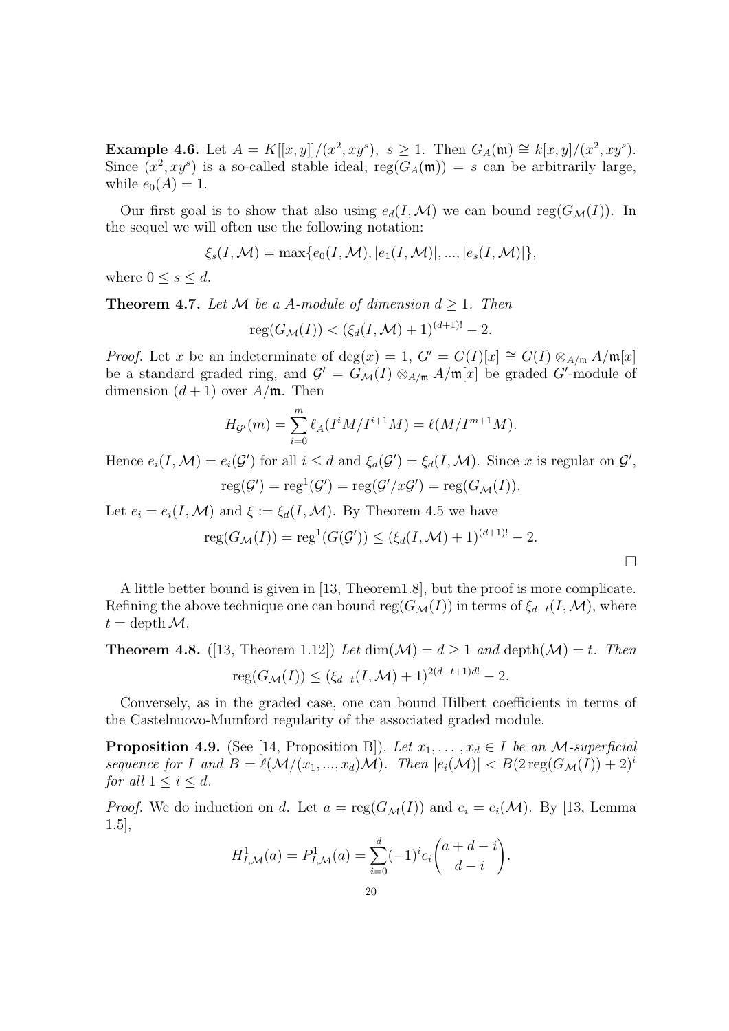**Example 4.6.** Let $A = K[[x,y]]/(x^2, xy^s),\ s \geq 1$. Then $G_A(\mathfrak{m}) \cong k[x,y]/(x^2, xy^s)$. Since $(x^2, xy^s)$ is a so-called stable ideal, $\operatorname{reg}(G_A(\mathfrak{m})) = s$ can be arbitrarily large, while $e_0(A) = 1$.

Our first goal is to show that also using $e_d(I, \mathcal{M})$ we can bound $\operatorname{reg}(G_{\mathcal{M}}(I))$. In the sequel we will often use the following notation:

$$\xi_s(I, \mathcal{M}) = \max\{e_0(I, \mathcal{M}), |e_1(I, \mathcal{M})|, ..., |e_s(I, \mathcal{M})|\},$$

where $0 \leq s \leq d$.

**Theorem 4.7.** *Let $\mathcal{M}$ be a A-module of dimension $d \geq 1$. Then*

$$\operatorname{reg}(G_{\mathcal{M}}(I)) < (\xi_d(I, \mathcal{M}) + 1)^{(d+1)!} - 2.$$

*Proof.* Let $x$ be an indeterminate of $\deg(x) = 1$, $G' = G(I)[x] \cong G(I) \otimes_{A/\mathfrak{m}} A/\mathfrak{m}[x]$ be a standard graded ring, and $\mathcal{G}' = G_{\mathcal{M}}(I) \otimes_{A/\mathfrak{m}} A/\mathfrak{m}[x]$ be graded $G'$-module of dimension $(d+1)$ over $A/\mathfrak{m}$. Then

$$H_{\mathcal{G}'}(m) = \sum_{i=0}^{m} \ell_A(I^i M/I^{i+1}M) = \ell(M/I^{m+1}M).$$

Hence $e_i(I, \mathcal{M}) = e_i(\mathcal{G}')$ for all $i \leq d$ and $\xi_d(\mathcal{G}') = \xi_d(I, \mathcal{M})$. Since $x$ is regular on $\mathcal{G}'$,

$$\operatorname{reg}(\mathcal{G}') = \operatorname{reg}^1(\mathcal{G}') = \operatorname{reg}(\mathcal{G}'/x\mathcal{G}') = \operatorname{reg}(G_{\mathcal{M}}(I)).$$

Let $e_i = e_i(I, \mathcal{M})$ and $\xi := \xi_d(I, \mathcal{M})$. By Theorem 4.5 we have

$$\operatorname{reg}(G_{\mathcal{M}}(I)) = \operatorname{reg}^1(G(\mathcal{G}')) \leq (\xi_d(I, \mathcal{M}) + 1)^{(d+1)!} - 2.$$

$\square$

A little better bound is given in [13, Theorem1.8], but the proof is more complicate. Refining the above technique one can bound $\operatorname{reg}(G_{\mathcal{M}}(I))$ in terms of $\xi_{d-t}(I, \mathcal{M})$, where $t = \operatorname{depth} \mathcal{M}$.

**Theorem 4.8.** ([13, Theorem 1.12]) *Let $\dim(\mathcal{M}) = d \geq 1$ and $\operatorname{depth}(\mathcal{M}) = t$. Then*

$$\operatorname{reg}(G_{\mathcal{M}}(I)) \leq (\xi_{d-t}(I, \mathcal{M}) + 1)^{2(d-t+1)d!} - 2.$$

Conversely, as in the graded case, one can bound Hilbert coefficients in terms of the Castelnuovo-Mumford regularity of the associated graded module.

**Proposition 4.9.** (See [14, Proposition B]). *Let $x_1, \ldots, x_d \in I$ be an $\mathcal{M}$-superficial sequence for $I$ and $B = \ell(\mathcal{M}/(x_1, ..., x_d)\mathcal{M})$. Then $|e_i(\mathcal{M})| < B(2\operatorname{reg}(G_{\mathcal{M}}(I)) + 2)^i$ for all $1 \leq i \leq d$.*

*Proof.* We do induction on $d$. Let $a = \operatorname{reg}(G_{\mathcal{M}}(I))$ and $e_i = e_i(\mathcal{M})$. By [13, Lemma 1.5],

$$H^1_{I,\mathcal{M}}(a) = P^1_{I,\mathcal{M}}(a) = \sum_{i=0}^{d} (-1)^i e_i \binom{a+d-i}{d-i}.$$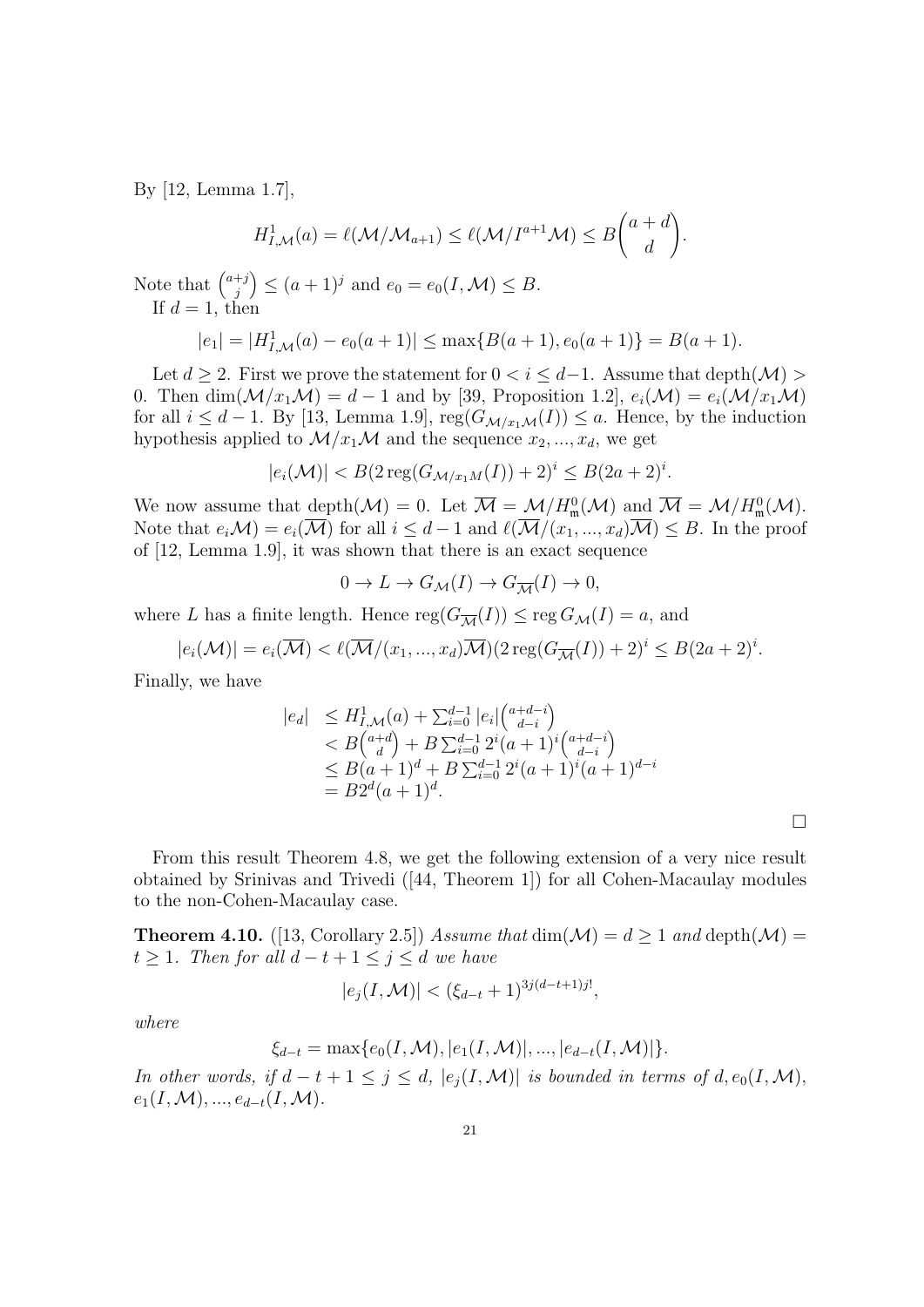By [12, Lemma 1.7],

$$H^1_{I,\mathcal{M}}(a) = \ell(\mathcal{M}/\mathcal{M}_{a+1}) \leq \ell(\mathcal{M}/I^{a+1}\mathcal{M}) \leq B\binom{a+d}{d}.$$

Note that $\binom{a+j}{j} \leq (a+1)^j$ and $e_0 = e_0(I,\mathcal{M}) \leq B$.

If $d = 1$, then

$$|e_1| = |H^1_{I,\mathcal{M}}(a) - e_0(a+1)| \leq \max\{B(a+1), e_0(a+1)\} = B(a+1).$$

Let $d \geq 2$. First we prove the statement for $0 < i \leq d-1$. Assume that $\operatorname{depth}(\mathcal{M}) > 0$. Then $\dim(\mathcal{M}/x_1\mathcal{M}) = d-1$ and by [39, Proposition 1.2], $e_i(\mathcal{M}) = e_i(\mathcal{M}/x_1\mathcal{M})$ for all $i \leq d-1$. By [13, Lemma 1.9], $\operatorname{reg}(G_{\mathcal{M}/x_1\mathcal{M}}(I)) \leq a$. Hence, by the induction hypothesis applied to $\mathcal{M}/x_1\mathcal{M}$ and the sequence $x_2, ..., x_d$, we get

$$|e_i(\mathcal{M})| < B(2\operatorname{reg}(G_{\mathcal{M}/x_1M}(I)) + 2)^i \leq B(2a+2)^i.$$

We now assume that $\operatorname{depth}(\mathcal{M}) = 0$. Let $\overline{\mathcal{M}} = \mathcal{M}/H^0_{\mathfrak{m}}(\mathcal{M})$ and $\overline{\mathcal{M}} = \mathcal{M}/H^0_{\mathfrak{m}}(\mathcal{M})$. Note that $e_i\mathcal{M}) = e_i(\overline{\mathcal{M}})$ for all $i \leq d-1$ and $\ell(\overline{\mathcal{M}}/(x_1, ..., x_d)\overline{\mathcal{M}}) \leq B$. In the proof of [12, Lemma 1.9], it was shown that there is an exact sequence

$$0 \to L \to G_{\mathcal{M}}(I) \to G_{\overline{\mathcal{M}}}(I) \to 0,$$

where $L$ has a finite length. Hence $\operatorname{reg}(G_{\overline{\mathcal{M}}}(I)) \leq \operatorname{reg} G_{\mathcal{M}}(I) = a$, and

$$|e_i(\mathcal{M})| = e_i(\overline{\mathcal{M}}) < \ell(\overline{\mathcal{M}}/(x_1, ..., x_d)\overline{\mathcal{M}})(2\operatorname{reg}(G_{\overline{\mathcal{M}}}(I)) + 2)^i \leq B(2a+2)^i.$$

Finally, we have

$$\begin{aligned}
|e_d| &\leq H^1_{I,\mathcal{M}}(a) + \textstyle\sum_{i=0}^{d-1} |e_i|\binom{a+d-i}{d-i} \\
&< B\binom{a+d}{d} + B\textstyle\sum_{i=0}^{d-1} 2^i(a+1)^i\binom{a+d-i}{d-i} \\
&\leq B(a+1)^d + B\textstyle\sum_{i=0}^{d-1} 2^i(a+1)^i(a+1)^{d-i} \\
&= B2^d(a+1)^d.
\end{aligned}$$

□

From this result Theorem 4.8, we get the following extension of a very nice result obtained by Srinivas and Trivedi ([44, Theorem 1]) for all Cohen-Macaulay modules to the non-Cohen-Macaulay case.

**Theorem 4.10.** ([13, Corollary 2.5]) *Assume that* $\dim(\mathcal{M}) = d \geq 1$ *and* $\operatorname{depth}(\mathcal{M}) = t \geq 1$. *Then for all* $d-t+1 \leq j \leq d$ *we have*

$$|e_j(I,\mathcal{M})| < (\xi_{d-t} + 1)^{3j(d-t+1)j!},$$

*where*

$$\xi_{d-t} = \max\{e_0(I,\mathcal{M}), |e_1(I,\mathcal{M})|, ..., |e_{d-t}(I,\mathcal{M})|\}.$$

*In other words, if* $d-t+1 \leq j \leq d$, $|e_j(I,\mathcal{M})|$ *is bounded in terms of* $d, e_0(I,\mathcal{M})$, $e_1(I,\mathcal{M}), ..., e_{d-t}(I,\mathcal{M})$.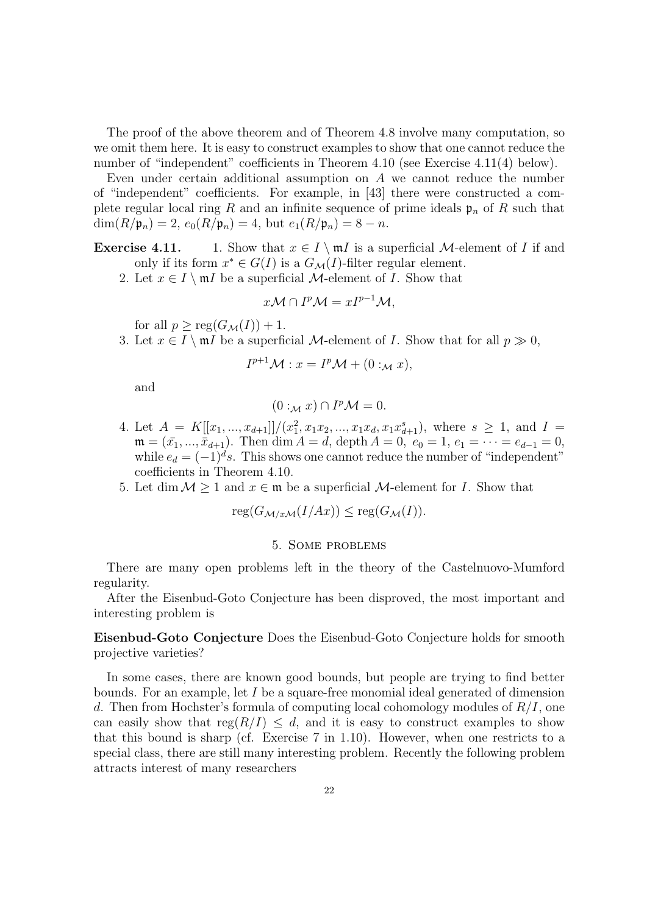The proof of the above theorem and of Theorem 4.8 involve many computation, so we omit them here. It is easy to construct examples to show that one cannot reduce the number of "independent" coefficients in Theorem 4.10 (see Exercise 4.11(4) below).

Even under certain additional assumption on $A$ we cannot reduce the number of "independent" coefficients. For example, in [43] there were constructed a complete regular local ring $R$ and an infinite sequence of prime ideals $\mathfrak{p}_n$ of $R$ such that $\dim(R/\mathfrak{p}_n) = 2$, $e_0(R/\mathfrak{p}_n) = 4$, but $e_1(R/\mathfrak{p}_n) = 8 - n$.

**Exercise 4.11.**

1. Show that $x \in I \setminus \mathfrak{m}I$ is a superficial $\mathcal{M}$-element of $I$ if and only if its form $x^* \in G(I)$ is a $G_{\mathcal{M}}(I)$-filter regular element.
2. Let $x \in I \setminus \mathfrak{m}I$ be a superficial $\mathcal{M}$-element of $I$. Show that
$$x\mathcal{M} \cap I^p\mathcal{M} = xI^{p-1}\mathcal{M},$$
for all $p \geq \operatorname{reg}(G_{\mathcal{M}}(I)) + 1$.
3. Let $x \in I \setminus \mathfrak{m}I$ be a superficial $\mathcal{M}$-element of $I$. Show that for all $p \gg 0$,
$$I^{p+1}\mathcal{M} : x = I^p\mathcal{M} + (0 :_{\mathcal{M}} x),$$
and
$$(0 :_{\mathcal{M}} x) \cap I^p\mathcal{M} = 0.$$
4. Let $A = K[[x_1, ..., x_{d+1}]]/(x_1^2, x_1x_2, ..., x_1x_d, x_1x_{d+1}^s)$, where $s \geq 1$, and $I = \mathfrak{m} = (\bar{x_1}, ..., \bar{x}_{d+1})$. Then $\dim A = d$, depth $A = 0$, $e_0 = 1$, $e_1 = \cdots = e_{d-1} = 0$, while $e_d = (-1)^d s$. This shows one cannot reduce the number of "independent" coefficients in Theorem 4.10.
5. Let $\dim \mathcal{M} \geq 1$ and $x \in \mathfrak{m}$ be a superficial $\mathcal{M}$-element for $I$. Show that
$$\operatorname{reg}(G_{\mathcal{M}/x\mathcal{M}}(I/Ax)) \leq \operatorname{reg}(G_{\mathcal{M}}(I)).$$

## 5. Some problems

There are many open problems left in the theory of the Castelnuovo-Mumford regularity.

After the Eisenbud-Goto Conjecture has been disproved, the most important and interesting problem is

**Eisenbud-Goto Conjecture** Does the Eisenbud-Goto Conjecture holds for smooth projective varieties?

In some cases, there are known good bounds, but people are trying to find better bounds. For an example, let $I$ be a square-free monomial ideal generated of dimension $d$. Then from Hochster's formula of computing local cohomology modules of $R/I$, one can easily show that $\operatorname{reg}(R/I) \leq d$, and it is easy to construct examples to show that this bound is sharp (cf. Exercise 7 in 1.10). However, when one restricts to a special class, there are still many interesting problem. Recently the following problem attracts interest of many researchers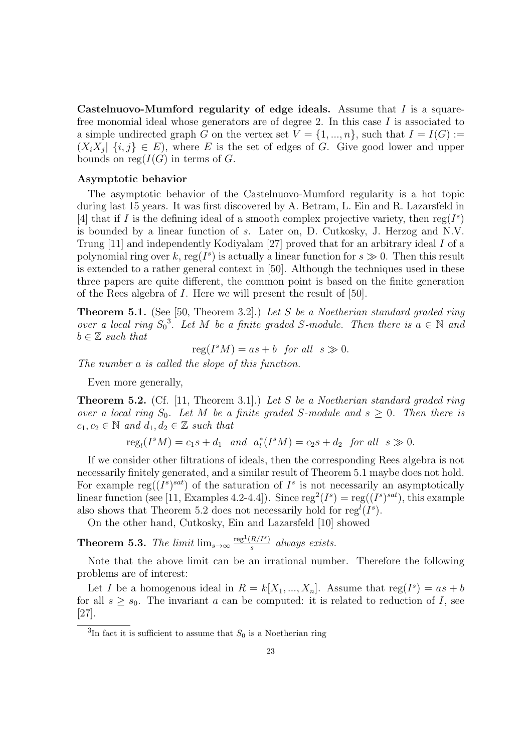**Castelnuovo-Mumford regularity of edge ideals.** Assume that $I$ is a squarefree monomial ideal whose generators are of degree 2. In this case $I$ is associated to a simple undirected graph $G$ on the vertex set $V = \{1, ..., n\}$, such that $I = I(G) := (X_iX_j|\ \{i,j\} \in E)$, where $E$ is the set of edges of $G$. Give good lower and upper bounds on $\mathrm{reg}(I(G))$ in terms of $G$.

**Asymptotic behavior**

The asymptotic behavior of the Castelnuovo-Mumford regularity is a hot topic during last 15 years. It was first discovered by A. Betram, L. Ein and R. Lazarsfeld in [4] that if $I$ is the defining ideal of a smooth complex projective variety, then $\mathrm{reg}(I^s)$ is bounded by a linear function of $s$. Later on, D. Cutkosky, J. Herzog and N.V. Trung [11] and independently Kodiyalam [27] proved that for an arbitrary ideal $I$ of a polynomial ring over $k$, $\mathrm{reg}(I^s)$ is actually a linear function for $s \gg 0$. Then this result is extended to a rather general context in [50]. Although the techniques used in these three papers are quite different, the common point is based on the finite generation of the Rees algebra of $I$. Here we will present the result of [50].

**Theorem 5.1.** (See [50, Theorem 3.2].) *Let $S$ be a Noetherian standard graded ring over a local ring $S_0$*[3]*. Let $M$ be a finite graded $S$-module. Then there is $a \in \mathbb{N}$ and $b \in \mathbb{Z}$ such that*

$$\mathrm{reg}(I^sM) = as + b \quad \text{for all} \quad s \gg 0.$$

*The number $a$ is called the slope of this function.*

Even more generally,

**Theorem 5.2.** (Cf. [11, Theorem 3.1].) *Let $S$ be a Noetherian standard graded ring over a local ring $S_0$. Let $M$ be a finite graded $S$-module and $s \geq 0$. Then there is $c_1, c_2 \in \mathbb{N}$ and $d_1, d_2 \in \mathbb{Z}$ such that*

$$\mathrm{reg}_l(I^sM) = c_1s + d_1 \quad \text{and} \quad a_l^*(I^sM) = c_2s + d_2 \quad \text{for all} \quad s \gg 0.$$

If we consider other filtrations of ideals, then the corresponding Rees algebra is not necessarily finitely generated, and a similar result of Theorem 5.1 maybe does not hold. For example $\mathrm{reg}((I^s)^{sat})$ of the saturation of $I^s$ is not necessarily an asymptotically linear function (see [11, Examples 4.2-4.4]). Since $\mathrm{reg}^2(I^s) = \mathrm{reg}((I^s)^{sat})$, this example also shows that Theorem 5.2 does not necessarily hold for $\mathrm{reg}^l(I^s)$.

On the other hand, Cutkosky, Ein and Lazarsfeld [10] showed

**Theorem 5.3.** *The limit $\lim_{s\to\infty} \frac{\mathrm{reg}^1(R/I^s)}{s}$ always exists.*

Note that the above limit can be an irrational number. Therefore the following problems are of interest:

Let $I$ be a homogenous ideal in $R = k[X_1, ..., X_n]$. Assume that $\mathrm{reg}(I^s) = as + b$ for all $s \geq s_0$. The invariant $a$ can be computed: it is related to reduction of $I$, see [27].

[3] In fact it is sufficient to assume that $S_0$ is a Noetherian ring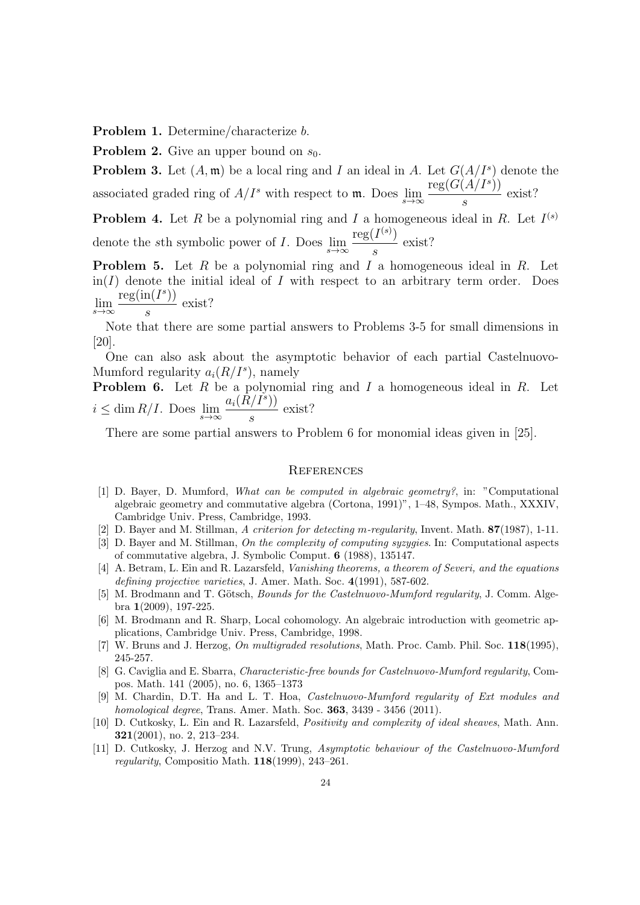**Problem 1.** Determine/characterize $b$.

**Problem 2.** Give an upper bound on $s_0$.

**Problem 3.** Let $(A, \mathfrak{m})$ be a local ring and $I$ an ideal in $A$. Let $G(A/I^s)$ denote the associated graded ring of $A/I^s$ with respect to $\mathfrak{m}$. Does $\lim_{s\to\infty} \frac{\operatorname{reg}(G(A/I^s))}{s}$ exist?

**Problem 4.** Let $R$ be a polynomial ring and $I$ a homogeneous ideal in $R$. Let $I^{(s)}$ denote the $s$th symbolic power of $I$. Does $\lim_{s\to\infty} \frac{\operatorname{reg}(I^{(s)})}{s}$ exist?

**Problem 5.** Let $R$ be a polynomial ring and $I$ a homogeneous ideal in $R$. Let $\operatorname{in}(I)$ denote the initial ideal of $I$ with respect to an arbitrary term order. Does $\lim_{s\to\infty} \frac{\operatorname{reg}(\operatorname{in}(I^s))}{s}$ exist?

Note that there are some partial answers to Problems 3-5 for small dimensions in [20].

One can also ask about the asymptotic behavior of each partial Castelnuovo-Mumford regularity $a_i(R/I^s)$, namely

**Problem 6.** Let $R$ be a polynomial ring and $I$ a homogeneous ideal in $R$. Let $i \le \dim R/I$. Does $\lim_{s\to\infty} \frac{a_i(R/I^s))}{s}$ exist?

There are some partial answers to Problem 6 for monomial ideals given in [25].

## References

[1] D. Bayer, D. Mumford, *What can be computed in algebraic geometry?*, in: "Computational algebraic geometry and commutative algebra (Cortona, 1991)", 1–48, Sympos. Math., XXXIV, Cambridge Univ. Press, Cambridge, 1993.

[2] D. Bayer and M. Stillman, *A criterion for detecting m-regularity*, Invent. Math. **87**(1987), 1-11.

[3] D. Bayer and M. Stillman, *On the complexity of computing syzygies*. In: Computational aspects of commutative algebra, J. Symbolic Comput. **6** (1988), 135147.

[4] A. Betram, L. Ein and R. Lazarsfeld, *Vanishing theorems, a theorem of Severi, and the equations defining projective varieties*, J. Amer. Math. Soc. **4**(1991), 587-602.

[5] M. Brodmann and T. Götsch, *Bounds for the Castelnuovo-Mumford regularity*, J. Comm. Algebra **1**(2009), 197-225.

[6] M. Brodmann and R. Sharp, Local cohomology. An algebraic introduction with geometric applications, Cambridge Univ. Press, Cambridge, 1998.

[7] W. Bruns and J. Herzog, *On multigraded resolutions*, Math. Proc. Camb. Phil. Soc. **118**(1995), 245-257.

[8] G. Caviglia and E. Sbarra, *Characteristic-free bounds for Castelnuovo-Mumford regularity*, Compos. Math. 141 (2005), no. 6, 1365–1373

[9] M. Chardin, D.T. Ha and L. T. Hoa, *Castelnuovo-Mumford regularity of Ext modules and homological degree*, Trans. Amer. Math. Soc. **363**, 3439 - 3456 (2011).

[10] D. Cutkosky, L. Ein and R. Lazarsfeld, *Positivity and complexity of ideal sheaves*, Math. Ann. **321**(2001), no. 2, 213–234.

[11] D. Cutkosky, J. Herzog and N.V. Trung, *Asymptotic behaviour of the Castelnuovo-Mumford regularity*, Compositio Math. **118**(1999), 243–261.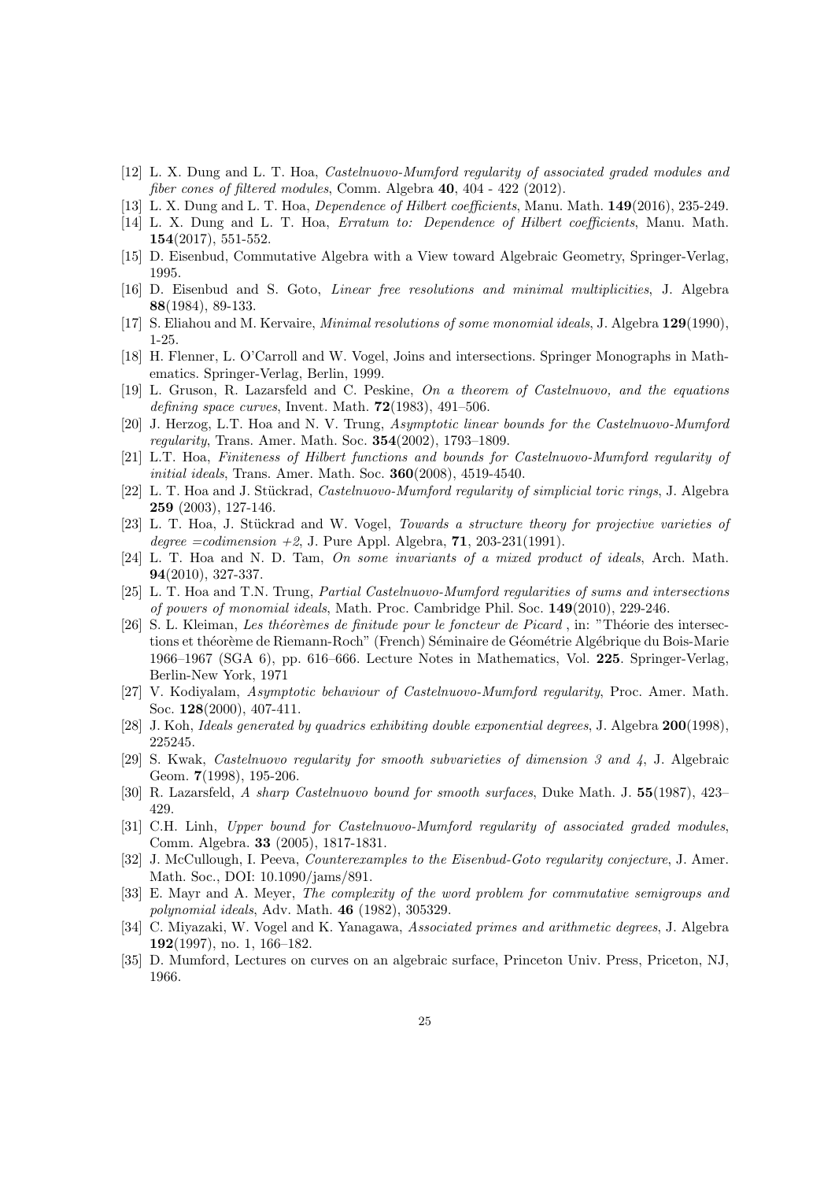- [12] L. X. Dung and L. T. Hoa, *Castelnuovo-Mumford regularity of associated graded modules and fiber cones of filtered modules*, Comm. Algebra **40**, 404 - 422 (2012).
- [13] L. X. Dung and L. T. Hoa, *Dependence of Hilbert coefficients*, Manu. Math. **149**(2016), 235-249.
- [14] L. X. Dung and L. T. Hoa, *Erratum to: Dependence of Hilbert coefficients*, Manu. Math. **154**(2017), 551-552.
- [15] D. Eisenbud, Commutative Algebra with a View toward Algebraic Geometry, Springer-Verlag, 1995.
- [16] D. Eisenbud and S. Goto, *Linear free resolutions and minimal multiplicities*, J. Algebra **88**(1984), 89-133.
- [17] S. Eliahou and M. Kervaire, *Minimal resolutions of some monomial ideals*, J. Algebra **129**(1990), 1-25.
- [18] H. Flenner, L. O'Carroll and W. Vogel, Joins and intersections. Springer Monographs in Mathematics. Springer-Verlag, Berlin, 1999.
- [19] L. Gruson, R. Lazarsfeld and C. Peskine, *On a theorem of Castelnuovo, and the equations defining space curves*, Invent. Math. **72**(1983), 491–506.
- [20] J. Herzog, L.T. Hoa and N. V. Trung, *Asymptotic linear bounds for the Castelnuovo-Mumford regularity*, Trans. Amer. Math. Soc. **354**(2002), 1793–1809.
- [21] L.T. Hoa, *Finiteness of Hilbert functions and bounds for Castelnuovo-Mumford regularity of initial ideals*, Trans. Amer. Math. Soc. **360**(2008), 4519-4540.
- [22] L. T. Hoa and J. Stückrad, *Castelnuovo-Mumford regularity of simplicial toric rings*, J. Algebra **259** (2003), 127-146.
- [23] L. T. Hoa, J. Stückrad and W. Vogel, *Towards a structure theory for projective varieties of degree =codimension +2*, J. Pure Appl. Algebra, **71**, 203-231(1991).
- [24] L. T. Hoa and N. D. Tam, *On some invariants of a mixed product of ideals*, Arch. Math. **94**(2010), 327-337.
- [25] L. T. Hoa and T.N. Trung, *Partial Castelnuovo-Mumford regularities of sums and intersections of powers of monomial ideals*, Math. Proc. Cambridge Phil. Soc. **149**(2010), 229-246.
- [26] S. L. Kleiman, *Les théorèmes de finitude pour le foncteur de Picard* , in: "Théorie des intersections et théorème de Riemann-Roch" (French) Séminaire de Géométrie Algébrique du Bois-Marie 1966–1967 (SGA 6), pp. 616–666. Lecture Notes in Mathematics, Vol. **225**. Springer-Verlag, Berlin-New York, 1971
- [27] V. Kodiyalam, *Asymptotic behaviour of Castelnuovo-Mumford regularity*, Proc. Amer. Math. Soc. **128**(2000), 407-411.
- [28] J. Koh, *Ideals generated by quadrics exhibiting double exponential degrees*, J. Algebra **200**(1998), 225245.
- [29] S. Kwak, *Castelnuovo regularity for smooth subvarieties of dimension 3 and 4*, J. Algebraic Geom. **7**(1998), 195-206.
- [30] R. Lazarsfeld, *A sharp Castelnuovo bound for smooth surfaces*, Duke Math. J. **55**(1987), 423–429.
- [31] C.H. Linh, *Upper bound for Castelnuovo-Mumford regularity of associated graded modules*, Comm. Algebra. **33** (2005), 1817-1831.
- [32] J. McCullough, I. Peeva, *Counterexamples to the Eisenbud-Goto regularity conjecture*, J. Amer. Math. Soc., DOI: 10.1090/jams/891.
- [33] E. Mayr and A. Meyer, *The complexity of the word problem for commutative semigroups and polynomial ideals*, Adv. Math. **46** (1982), 305329.
- [34] C. Miyazaki, W. Vogel and K. Yanagawa, *Associated primes and arithmetic degrees*, J. Algebra **192**(1997), no. 1, 166–182.
- [35] D. Mumford, Lectures on curves on an algebraic surface, Princeton Univ. Press, Priceton, NJ, 1966.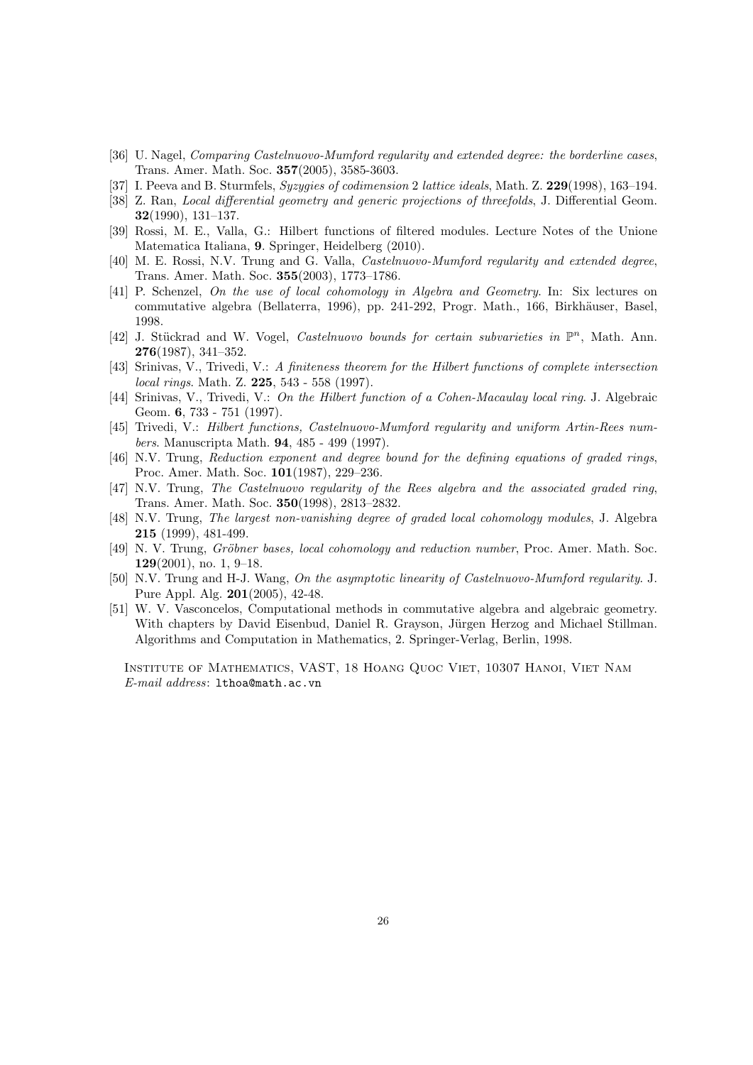[36] U. Nagel, *Comparing Castelnuovo-Mumford regularity and extended degree: the borderline cases*, Trans. Amer. Math. Soc. **357**(2005), 3585-3603.

[37] I. Peeva and B. Sturmfels, *Syzygies of codimension* 2 *lattice ideals*, Math. Z. **229**(1998), 163–194.

[38] Z. Ran, *Local differential geometry and generic projections of threefolds*, J. Differential Geom. **32**(1990), 131–137.

[39] Rossi, M. E., Valla, G.: Hilbert functions of filtered modules. Lecture Notes of the Unione Matematica Italiana, **9**. Springer, Heidelberg (2010).

[40] M. E. Rossi, N.V. Trung and G. Valla, *Castelnuovo-Mumford regularity and extended degree*, Trans. Amer. Math. Soc. **355**(2003), 1773–1786.

[41] P. Schenzel, *On the use of local cohomology in Algebra and Geometry*. In: Six lectures on commutative algebra (Bellaterra, 1996), pp. 241-292, Progr. Math., 166, Birkhäuser, Basel, 1998.

[42] J. Stückrad and W. Vogel, *Castelnuovo bounds for certain subvarieties in* $\mathbb{P}^n$, Math. Ann. **276**(1987), 341–352.

[43] Srinivas, V., Trivedi, V.: *A finiteness theorem for the Hilbert functions of complete intersection local rings*. Math. Z. **225**, 543 - 558 (1997).

[44] Srinivas, V., Trivedi, V.: *On the Hilbert function of a Cohen-Macaulay local ring*. J. Algebraic Geom. **6**, 733 - 751 (1997).

[45] Trivedi, V.: *Hilbert functions, Castelnuovo-Mumford regularity and uniform Artin-Rees numbers*. Manuscripta Math. **94**, 485 - 499 (1997).

[46] N.V. Trung, *Reduction exponent and degree bound for the defining equations of graded rings*, Proc. Amer. Math. Soc. **101**(1987), 229–236.

[47] N.V. Trung, *The Castelnuovo regularity of the Rees algebra and the associated graded ring*, Trans. Amer. Math. Soc. **350**(1998), 2813–2832.

[48] N.V. Trung, *The largest non-vanishing degree of graded local cohomology modules*, J. Algebra **215** (1999), 481-499.

[49] N. V. Trung, *Gröbner bases, local cohomology and reduction number*, Proc. Amer. Math. Soc. **129**(2001), no. 1, 9–18.

[50] N.V. Trung and H-J. Wang, *On the asymptotic linearity of Castelnuovo-Mumford regularity*. J. Pure Appl. Alg. **201**(2005), 42-48.

[51] W. V. Vasconcelos, Computational methods in commutative algebra and algebraic geometry. With chapters by David Eisenbud, Daniel R. Grayson, Jürgen Herzog and Michael Stillman. Algorithms and Computation in Mathematics, 2. Springer-Verlag, Berlin, 1998.

Institute of Mathematics, VAST, 18 Hoang Quoc Viet, 10307 Hanoi, Viet Nam
*E-mail address*: lthoa@math.ac.vn